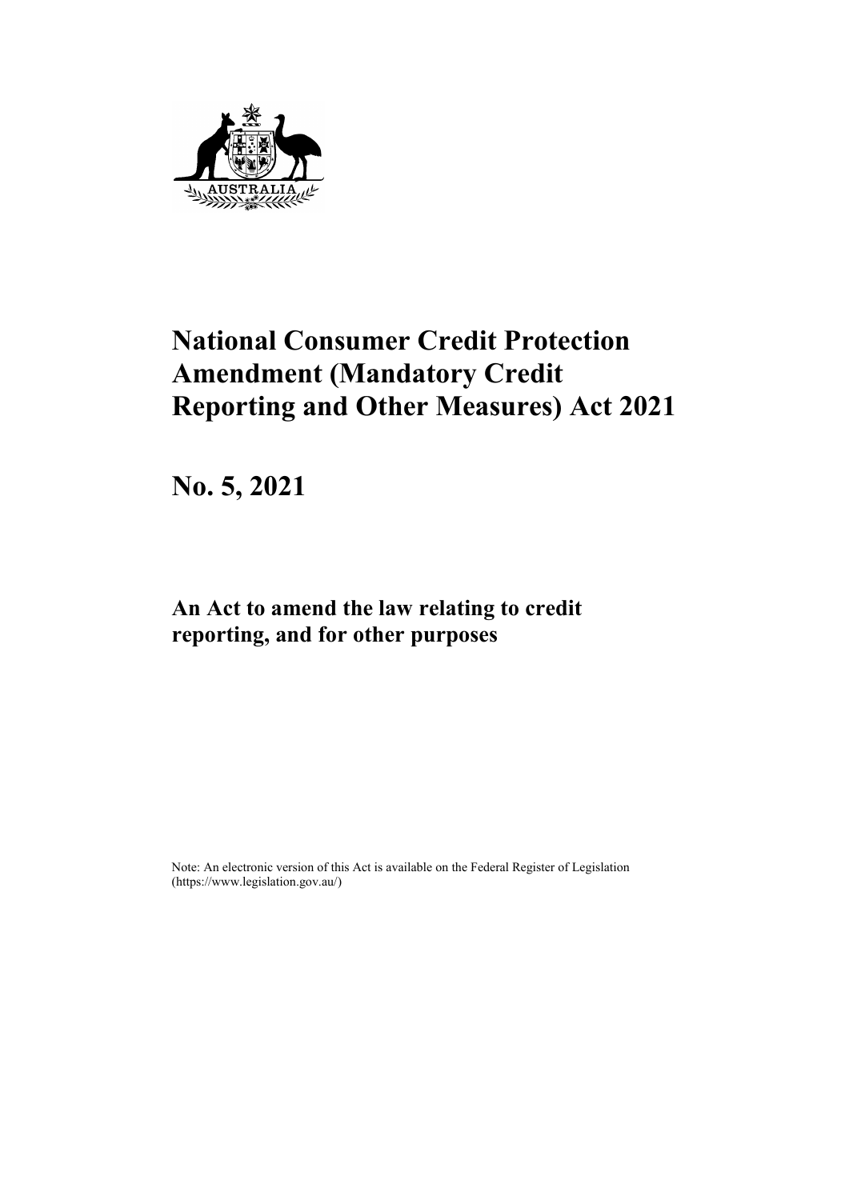# National Consumer Credit Protection Amendment (Mandatory Credit Reporting and Other Measures) Act 2021

# No. 5, 2021

## An Act to amend the law relating to credit reporting, and for other purposes

Note: An electronic version of this Act is available on the Federal Register of Legislation (https://www.legislation.gov.au/)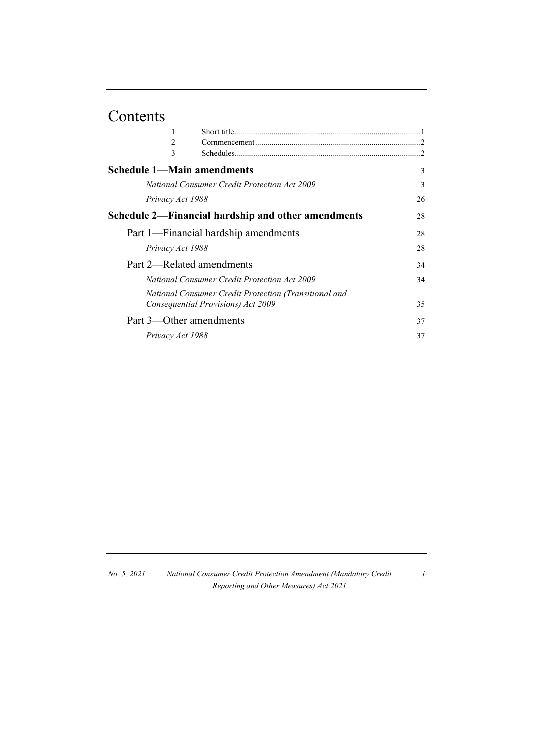# Contents

| | | |
|---|---|---|
| 1 | Short title | 1 |
| 2 | Commencement | 2 |
| 3 | Schedules | 2 |

**Schedule 1—Main amendments** 3

*National Consumer Credit Protection Act 2009* 3

*Privacy Act 1988* 26

**Schedule 2—Financial hardship and other amendments** 28

Part 1—Financial hardship amendments 28

*Privacy Act 1988* 28

Part 2—Related amendments 34

*National Consumer Credit Protection Act 2009* 34

*National Consumer Credit Protection (Transitional and Consequential Provisions) Act 2009* 35

Part 3—Other amendments 37

*Privacy Act 1988* 37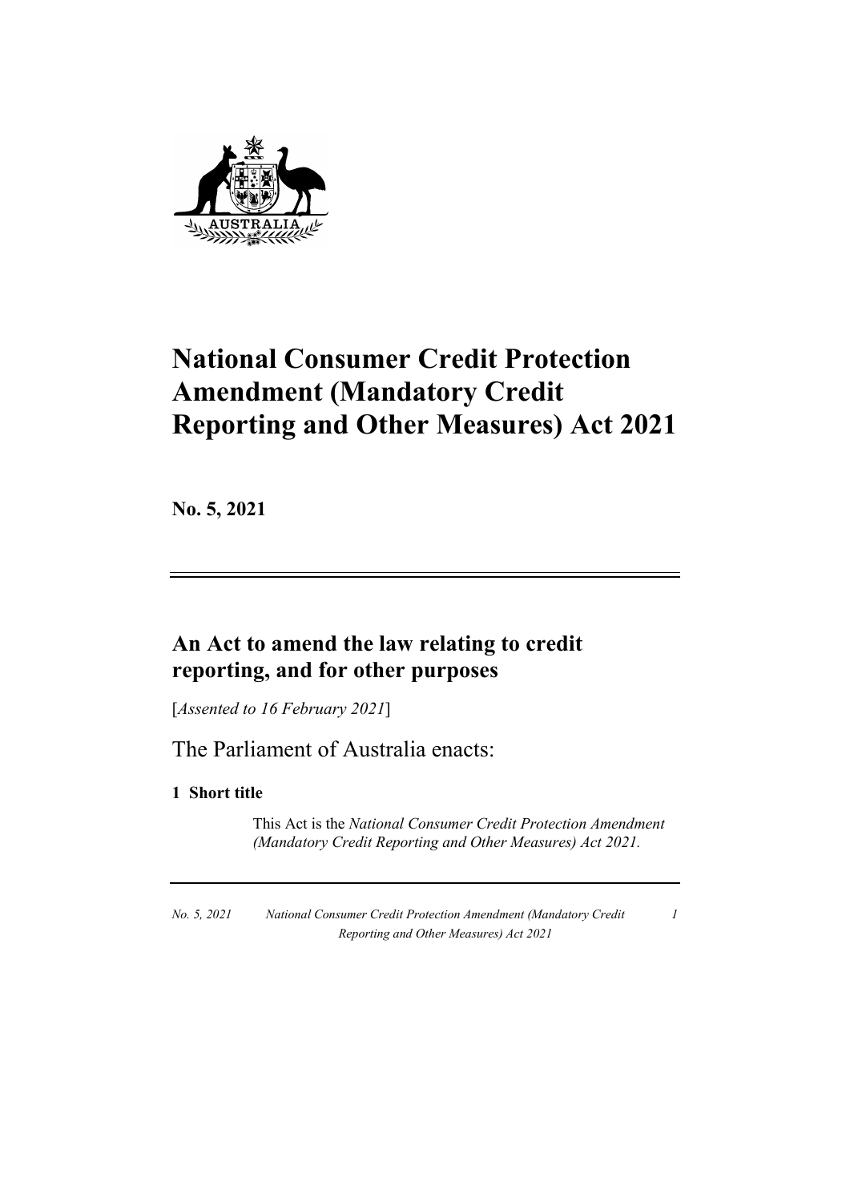# National Consumer Credit Protection Amendment (Mandatory Credit Reporting and Other Measures) Act 2021

**No. 5, 2021**

## An Act to amend the law relating to credit reporting, and for other purposes

[*Assented to 16 February 2021*]

The Parliament of Australia enacts:

### 1 Short title

This Act is the *National Consumer Credit Protection Amendment (Mandatory Credit Reporting and Other Measures) Act 2021*.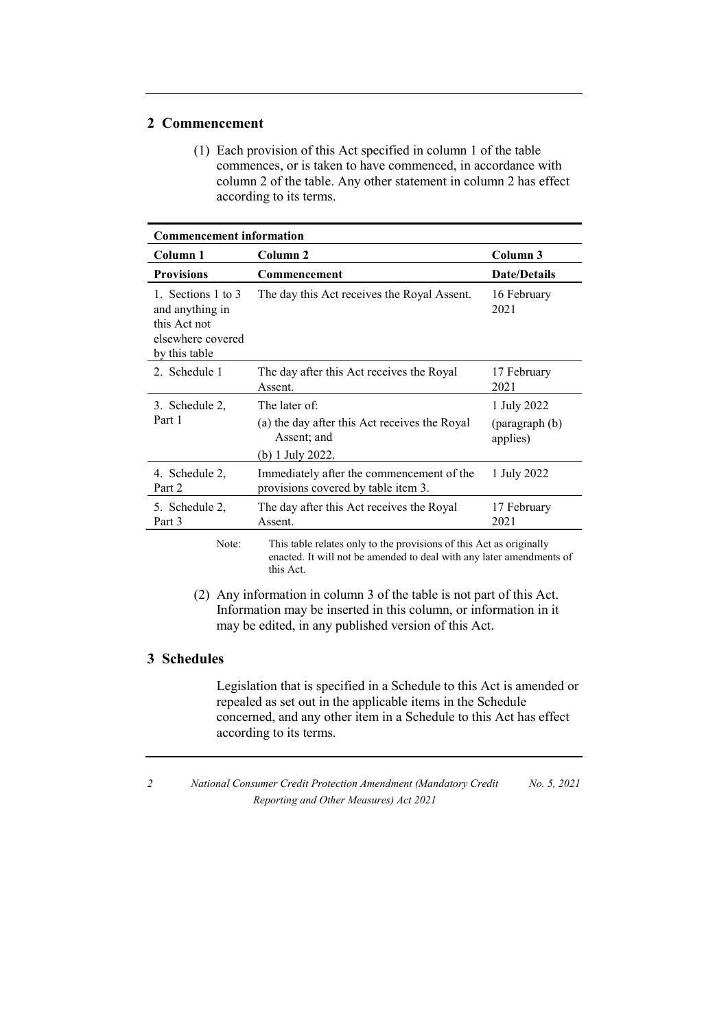## 2 Commencement

(1) Each provision of this Act specified in column 1 of the table commences, or is taken to have commenced, in accordance with column 2 of the table. Any other statement in column 2 has effect according to its terms.

| **Commencement information** | | |
|---|---|---|
| **Column 1** | **Column 2** | **Column 3** |
| **Provisions** | **Commencement** | **Date/Details** |
| 1. Sections 1 to 3 and anything in this Act not elsewhere covered by this table | The day this Act receives the Royal Assent. | 16 February 2021 |
| 2. Schedule 1 | The day after this Act receives the Royal Assent. | 17 February 2021 |
| 3. Schedule 2, Part 1 | The later of:<br>(a) the day after this Act receives the Royal Assent; and<br>(b) 1 July 2022. | 1 July 2022<br>(paragraph (b) applies) |
| 4. Schedule 2, Part 2 | Immediately after the commencement of the provisions covered by table item 3. | 1 July 2022 |
| 5. Schedule 2, Part 3 | The day after this Act receives the Royal Assent. | 17 February 2021 |

Note: This table relates only to the provisions of this Act as originally enacted. It will not be amended to deal with any later amendments of this Act.

(2) Any information in column 3 of the table is not part of this Act. Information may be inserted in this column, or information in it may be edited, in any published version of this Act.

## 3 Schedules

Legislation that is specified in a Schedule to this Act is amended or repealed as set out in the applicable items in the Schedule concerned, and any other item in a Schedule to this Act has effect according to its terms.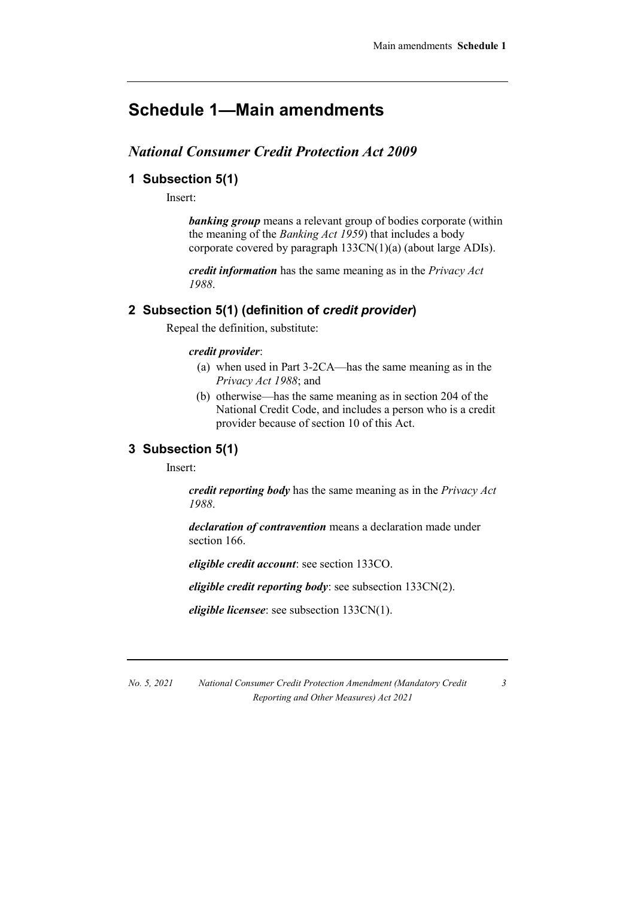# Schedule 1—Main amendments

## *National Consumer Credit Protection Act 2009*

### 1 Subsection 5(1)

Insert:

> ***banking group*** means a relevant group of bodies corporate (within the meaning of the *Banking Act 1959*) that includes a body corporate covered by paragraph 133CN(1)(a) (about large ADIs).
>
> ***credit information*** has the same meaning as in the *Privacy Act 1988*.

### 2 Subsection 5(1) (definition of *credit provider*)

Repeal the definition, substitute:

> ***credit provider***:
>
> (a) when used in Part 3-2CA—has the same meaning as in the *Privacy Act 1988*; and
>
> (b) otherwise—has the same meaning as in section 204 of the National Credit Code, and includes a person who is a credit provider because of section 10 of this Act.

### 3 Subsection 5(1)

Insert:

> ***credit reporting body*** has the same meaning as in the *Privacy Act 1988*.
>
> ***declaration of contravention*** means a declaration made under section 166.
>
> ***eligible credit account***: see section 133CO.
>
> ***eligible credit reporting body***: see subsection 133CN(2).
>
> ***eligible licensee***: see subsection 133CN(1).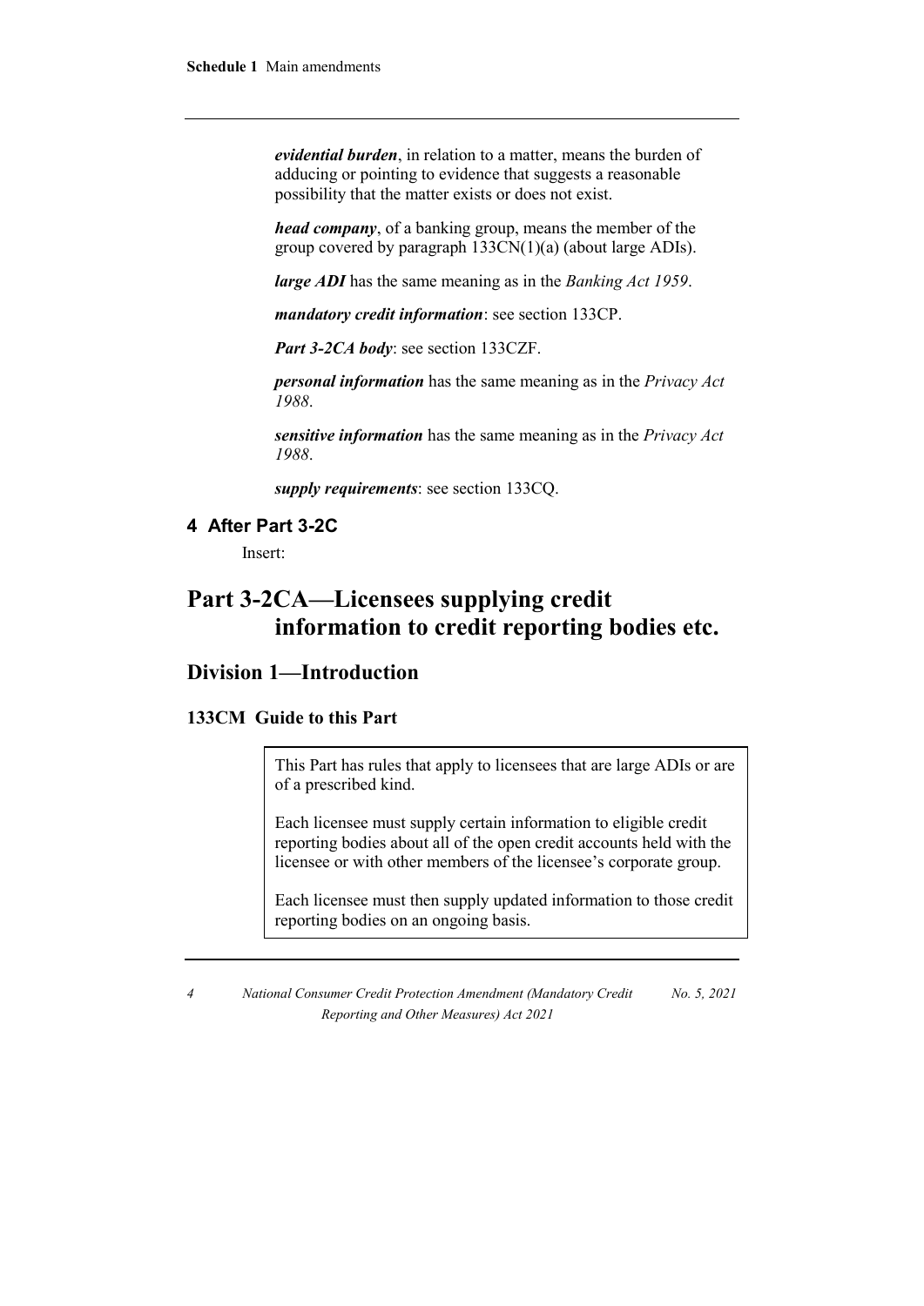***evidential burden***, in relation to a matter, means the burden of adducing or pointing to evidence that suggests a reasonable possibility that the matter exists or does not exist.

***head company***, of a banking group, means the member of the group covered by paragraph 133CN(1)(a) (about large ADIs).

***large ADI*** has the same meaning as in the *Banking Act 1959*.

***mandatory credit information***: see section 133CP.

***Part 3-2CA body***: see section 133CZF.

***personal information*** has the same meaning as in the *Privacy Act 1988*.

***sensitive information*** has the same meaning as in the *Privacy Act 1988*.

***supply requirements***: see section 133CQ.

### 4 After Part 3-2C

Insert:

# Part 3-2CA—Licensees supplying credit information to credit reporting bodies etc.

## Division 1—Introduction

### 133CM Guide to this Part

> This Part has rules that apply to licensees that are large ADIs or are of a prescribed kind.
>
> Each licensee must supply certain information to eligible credit reporting bodies about all of the open credit accounts held with the licensee or with other members of the licensee's corporate group.
>
> Each licensee must then supply updated information to those credit reporting bodies on an ongoing basis.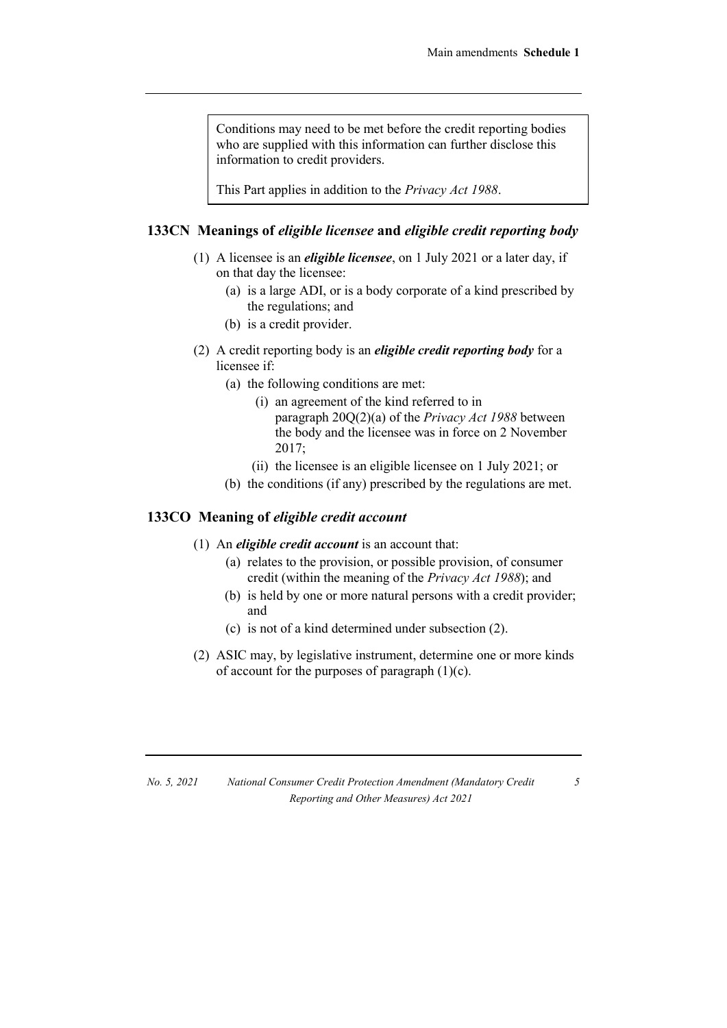Conditions may need to be met before the credit reporting bodies who are supplied with this information can further disclose this information to credit providers.

This Part applies in addition to the *Privacy Act 1988*.

### 133CN Meanings of *eligible licensee* and *eligible credit reporting body*

(1) A licensee is an ***eligible licensee***, on 1 July 2021 or a later day, if on that day the licensee:

- (a) is a large ADI, or is a body corporate of a kind prescribed by the regulations; and
- (b) is a credit provider.

(2) A credit reporting body is an ***eligible credit reporting body*** for a licensee if:

- (a) the following conditions are met:
  - (i) an agreement of the kind referred to in paragraph 20Q(2)(a) of the *Privacy Act 1988* between the body and the licensee was in force on 2 November 2017;
  - (ii) the licensee is an eligible licensee on 1 July 2021; or
- (b) the conditions (if any) prescribed by the regulations are met.

### 133CO Meaning of *eligible credit account*

(1) An ***eligible credit account*** is an account that:

- (a) relates to the provision, or possible provision, of consumer credit (within the meaning of the *Privacy Act 1988*); and
- (b) is held by one or more natural persons with a credit provider; and
- (c) is not of a kind determined under subsection (2).

(2) ASIC may, by legislative instrument, determine one or more kinds of account for the purposes of paragraph (1)(c).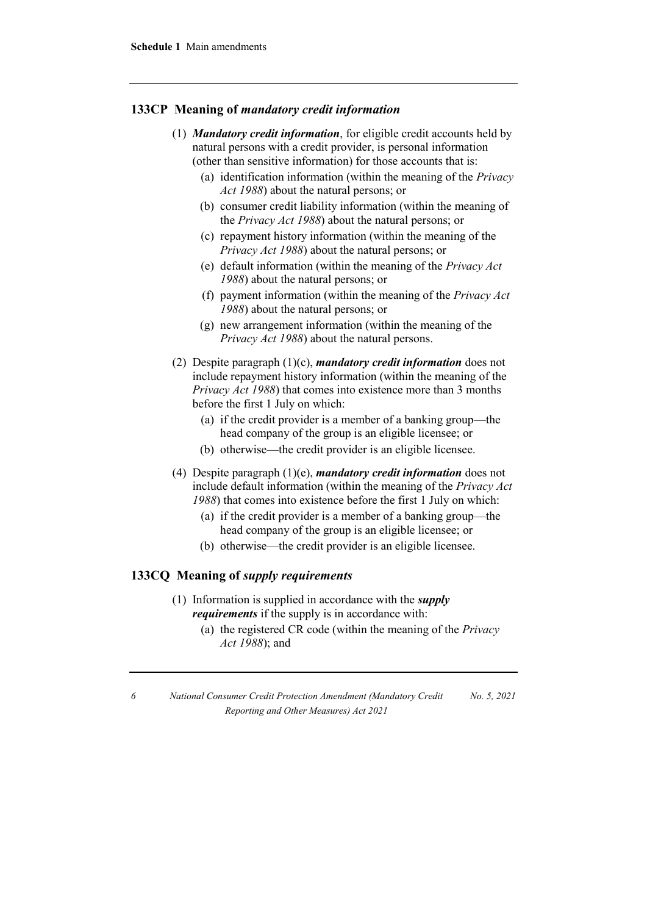### 133CP Meaning of *mandatory credit information*

(1) ***Mandatory credit information***, for eligible credit accounts held by natural persons with a credit provider, is personal information (other than sensitive information) for those accounts that is:

(a) identification information (within the meaning of the *Privacy Act 1988*) about the natural persons; or

(b) consumer credit liability information (within the meaning of the *Privacy Act 1988*) about the natural persons; or

(c) repayment history information (within the meaning of the *Privacy Act 1988*) about the natural persons; or

(e) default information (within the meaning of the *Privacy Act 1988*) about the natural persons; or

(f) payment information (within the meaning of the *Privacy Act 1988*) about the natural persons; or

(g) new arrangement information (within the meaning of the *Privacy Act 1988*) about the natural persons.

(2) Despite paragraph (1)(c), ***mandatory credit information*** does not include repayment history information (within the meaning of the *Privacy Act 1988*) that comes into existence more than 3 months before the first 1 July on which:

(a) if the credit provider is a member of a banking group—the head company of the group is an eligible licensee; or

(b) otherwise—the credit provider is an eligible licensee.

(4) Despite paragraph (1)(e), ***mandatory credit information*** does not include default information (within the meaning of the *Privacy Act 1988*) that comes into existence before the first 1 July on which:

(a) if the credit provider is a member of a banking group—the head company of the group is an eligible licensee; or

(b) otherwise—the credit provider is an eligible licensee.

### 133CQ Meaning of *supply requirements*

(1) Information is supplied in accordance with the ***supply requirements*** if the supply is in accordance with:

(a) the registered CR code (within the meaning of the *Privacy Act 1988*); and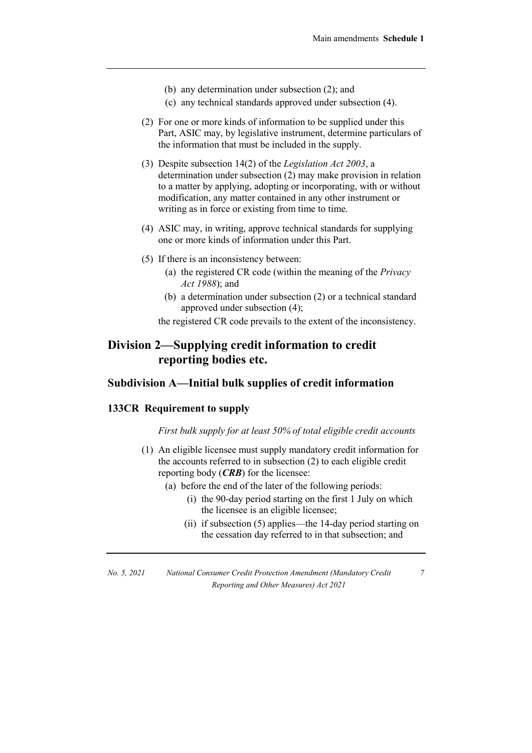(b) any determination under subsection (2); and

(c) any technical standards approved under subsection (4).

(2) For one or more kinds of information to be supplied under this Part, ASIC may, by legislative instrument, determine particulars of the information that must be included in the supply.

(3) Despite subsection 14(2) of the *Legislation Act 2003*, a determination under subsection (2) may make provision in relation to a matter by applying, adopting or incorporating, with or without modification, any matter contained in any other instrument or writing as in force or existing from time to time.

(4) ASIC may, in writing, approve technical standards for supplying one or more kinds of information under this Part.

(5) If there is an inconsistency between:

(a) the registered CR code (within the meaning of the *Privacy Act 1988*); and

(b) a determination under subsection (2) or a technical standard approved under subsection (4);

the registered CR code prevails to the extent of the inconsistency.

## Division 2—Supplying credit information to credit reporting bodies etc.

### Subdivision A—Initial bulk supplies of credit information

#### 133CR Requirement to supply

*First bulk supply for at least 50% of total eligible credit accounts*

(1) An eligible licensee must supply mandatory credit information for the accounts referred to in subsection (2) to each eligible credit reporting body (***CRB***) for the licensee:

(a) before the end of the later of the following periods:

(i) the 90-day period starting on the first 1 July on which the licensee is an eligible licensee;

(ii) if subsection (5) applies—the 14-day period starting on the cessation day referred to in that subsection; and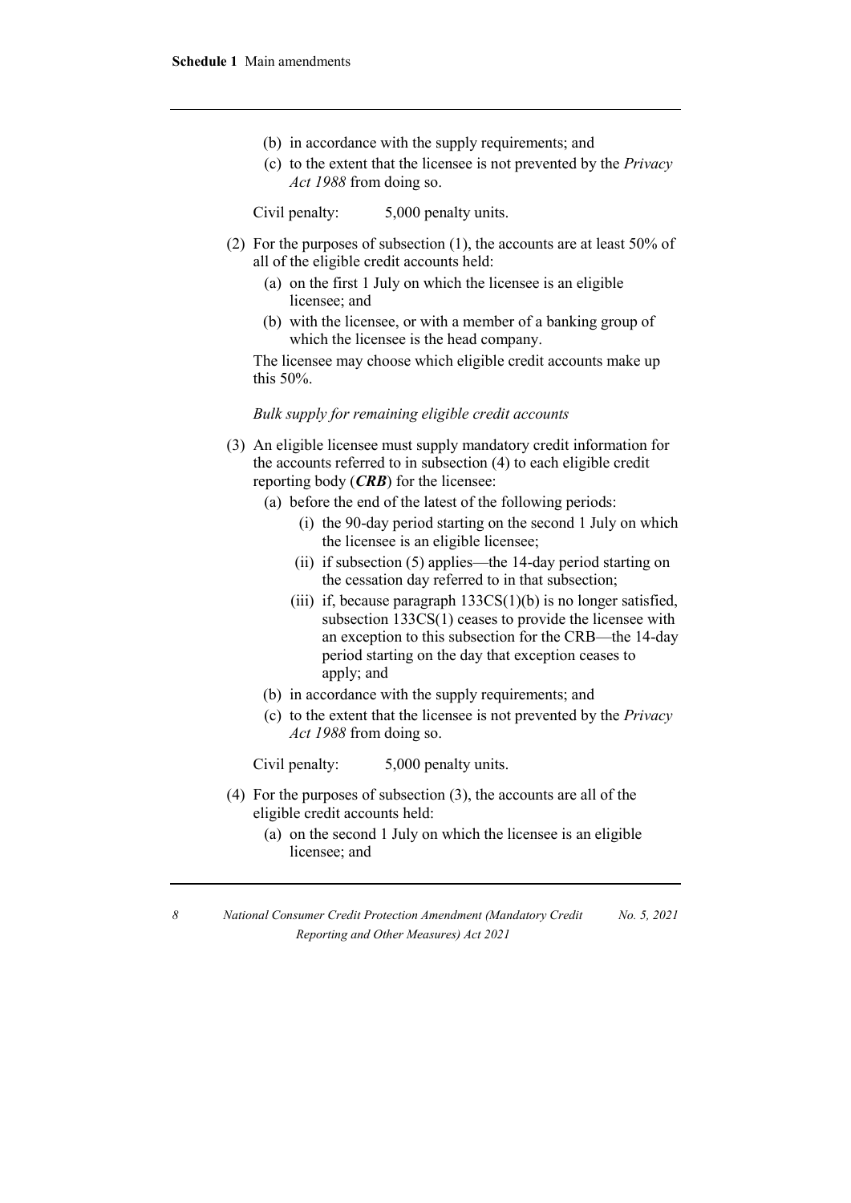(b) in accordance with the supply requirements; and

(c) to the extent that the licensee is not prevented by the *Privacy Act 1988* from doing so.

Civil penalty: 5,000 penalty units.

(2) For the purposes of subsection (1), the accounts are at least 50% of all of the eligible credit accounts held:

(a) on the first 1 July on which the licensee is an eligible licensee; and

(b) with the licensee, or with a member of a banking group of which the licensee is the head company.

The licensee may choose which eligible credit accounts make up this 50%.

*Bulk supply for remaining eligible credit accounts*

(3) An eligible licensee must supply mandatory credit information for the accounts referred to in subsection (4) to each eligible credit reporting body (***CRB***) for the licensee:

(a) before the end of the latest of the following periods:

(i) the 90-day period starting on the second 1 July on which the licensee is an eligible licensee;

(ii) if subsection (5) applies—the 14-day period starting on the cessation day referred to in that subsection;

(iii) if, because paragraph 133CS(1)(b) is no longer satisfied, subsection 133CS(1) ceases to provide the licensee with an exception to this subsection for the CRB—the 14-day period starting on the day that exception ceases to apply; and

(b) in accordance with the supply requirements; and

(c) to the extent that the licensee is not prevented by the *Privacy Act 1988* from doing so.

Civil penalty: 5,000 penalty units.

(4) For the purposes of subsection (3), the accounts are all of the eligible credit accounts held:

(a) on the second 1 July on which the licensee is an eligible licensee; and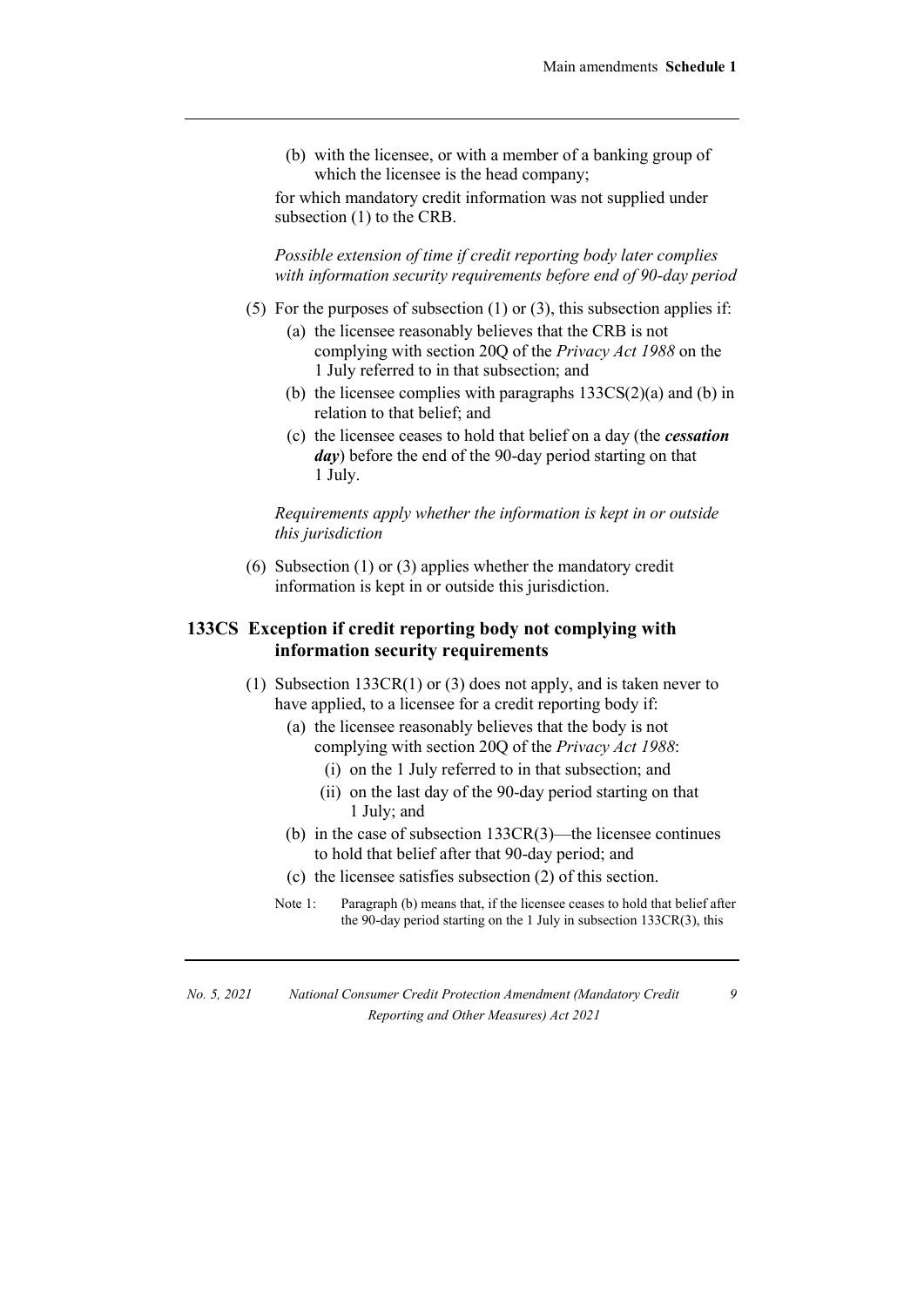(b) with the licensee, or with a member of a banking group of which the licensee is the head company;

for which mandatory credit information was not supplied under subsection (1) to the CRB.

*Possible extension of time if credit reporting body later complies with information security requirements before end of 90-day period*

(5) For the purposes of subsection (1) or (3), this subsection applies if:

(a) the licensee reasonably believes that the CRB is not complying with section 20Q of the *Privacy Act 1988* on the 1 July referred to in that subsection; and

(b) the licensee complies with paragraphs 133CS(2)(a) and (b) in relation to that belief; and

(c) the licensee ceases to hold that belief on a day (the ***cessation day***) before the end of the 90-day period starting on that 1 July.

*Requirements apply whether the information is kept in or outside this jurisdiction*

(6) Subsection (1) or (3) applies whether the mandatory credit information is kept in or outside this jurisdiction.

### 133CS Exception if credit reporting body not complying with information security requirements

(1) Subsection 133CR(1) or (3) does not apply, and is taken never to have applied, to a licensee for a credit reporting body if:

(a) the licensee reasonably believes that the body is not complying with section 20Q of the *Privacy Act 1988*:

(i) on the 1 July referred to in that subsection; and

(ii) on the last day of the 90-day period starting on that 1 July; and

(b) in the case of subsection 133CR(3)—the licensee continues to hold that belief after that 90-day period; and

(c) the licensee satisfies subsection (2) of this section.

Note 1: Paragraph (b) means that, if the licensee ceases to hold that belief after the 90-day period starting on the 1 July in subsection 133CR(3), this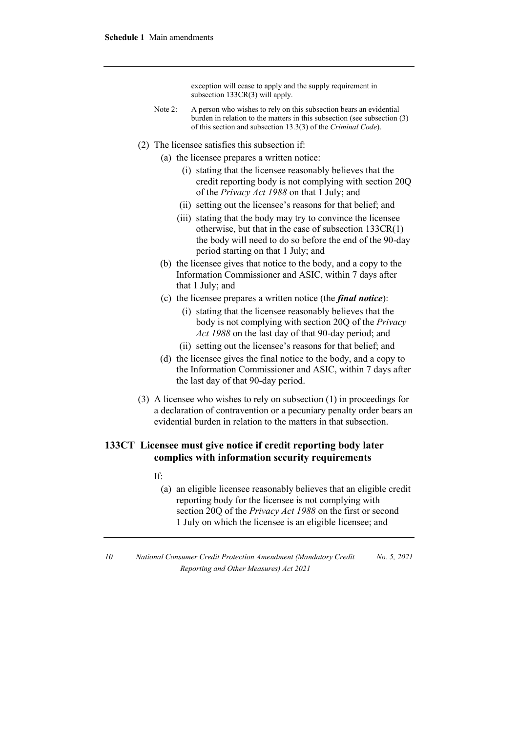exception will cease to apply and the supply requirement in subsection 133CR(3) will apply.

Note 2: A person who wishes to rely on this subsection bears an evidential burden in relation to the matters in this subsection (see subsection (3) of this section and subsection 13.3(3) of the *Criminal Code*).

(2) The licensee satisfies this subsection if:

(a) the licensee prepares a written notice:

(i) stating that the licensee reasonably believes that the credit reporting body is not complying with section 20Q of the *Privacy Act 1988* on that 1 July; and

(ii) setting out the licensee's reasons for that belief; and

(iii) stating that the body may try to convince the licensee otherwise, but that in the case of subsection 133CR(1) the body will need to do so before the end of the 90-day period starting on that 1 July; and

(b) the licensee gives that notice to the body, and a copy to the Information Commissioner and ASIC, within 7 days after that 1 July; and

(c) the licensee prepares a written notice (the ***final notice***):

(i) stating that the licensee reasonably believes that the body is not complying with section 20Q of the *Privacy Act 1988* on the last day of that 90-day period; and

(ii) setting out the licensee's reasons for that belief; and

(d) the licensee gives the final notice to the body, and a copy to the Information Commissioner and ASIC, within 7 days after the last day of that 90-day period.

(3) A licensee who wishes to rely on subsection (1) in proceedings for a declaration of contravention or a pecuniary penalty order bears an evidential burden in relation to the matters in that subsection.

## 133CT Licensee must give notice if credit reporting body later complies with information security requirements

If:

(a) an eligible licensee reasonably believes that an eligible credit reporting body for the licensee is not complying with section 20Q of the *Privacy Act 1988* on the first or second 1 July on which the licensee is an eligible licensee; and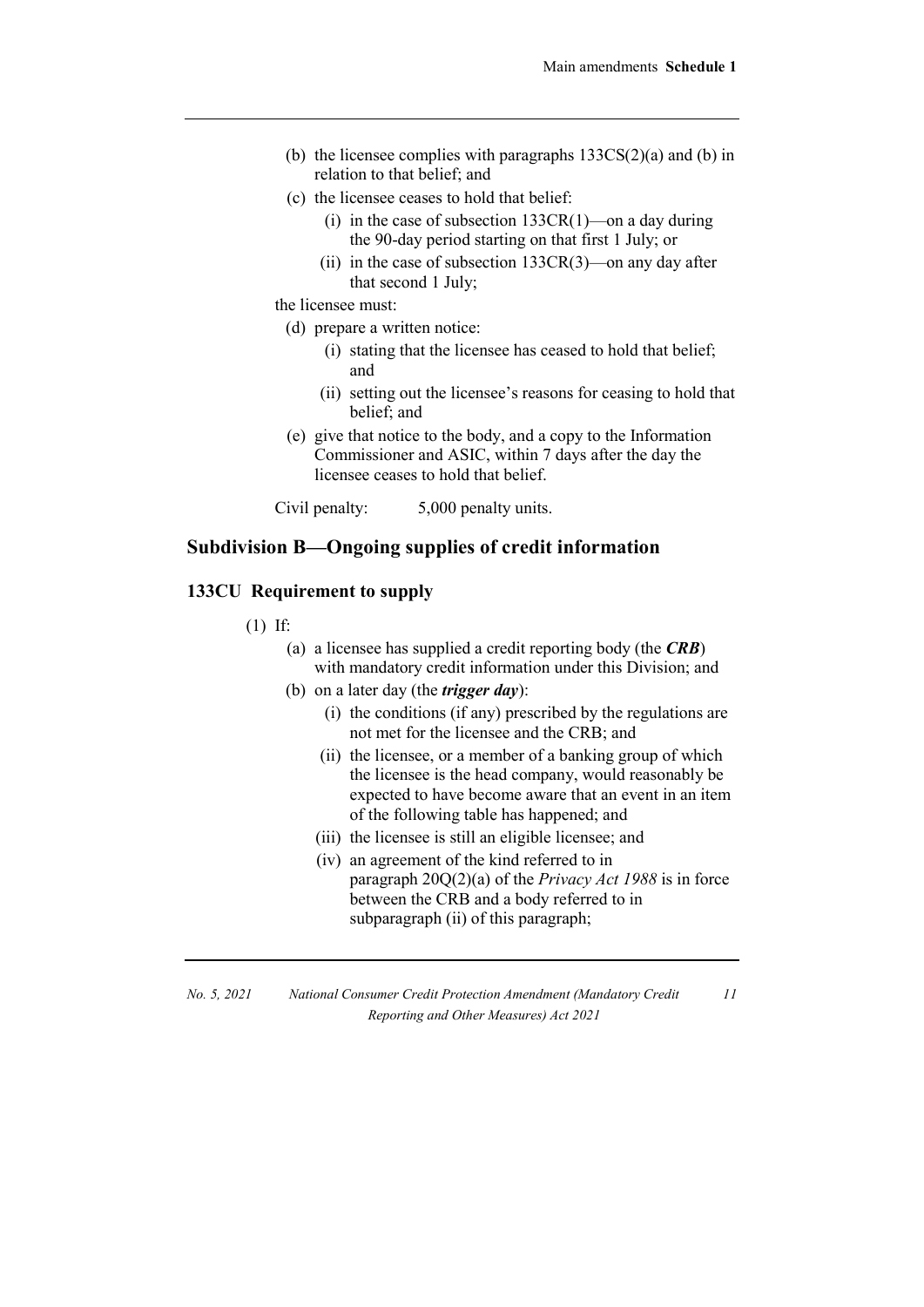(b) the licensee complies with paragraphs 133CS(2)(a) and (b) in relation to that belief; and

(c) the licensee ceases to hold that belief:

(i) in the case of subsection 133CR(1)—on a day during the 90-day period starting on that first 1 July; or

(ii) in the case of subsection 133CR(3)—on any day after that second 1 July;

the licensee must:

(d) prepare a written notice:

(i) stating that the licensee has ceased to hold that belief; and

(ii) setting out the licensee's reasons for ceasing to hold that belief; and

(e) give that notice to the body, and a copy to the Information Commissioner and ASIC, within 7 days after the day the licensee ceases to hold that belief.

Civil penalty: 5,000 penalty units.

## Subdivision B—Ongoing supplies of credit information

### 133CU Requirement to supply

(1) If:

(a) a licensee has supplied a credit reporting body (the ***CRB***) with mandatory credit information under this Division; and

(b) on a later day (the ***trigger day***):

(i) the conditions (if any) prescribed by the regulations are not met for the licensee and the CRB; and

(ii) the licensee, or a member of a banking group of which the licensee is the head company, would reasonably be expected to have become aware that an event in an item of the following table has happened; and

(iii) the licensee is still an eligible licensee; and

(iv) an agreement of the kind referred to in paragraph 20Q(2)(a) of the *Privacy Act 1988* is in force between the CRB and a body referred to in subparagraph (ii) of this paragraph;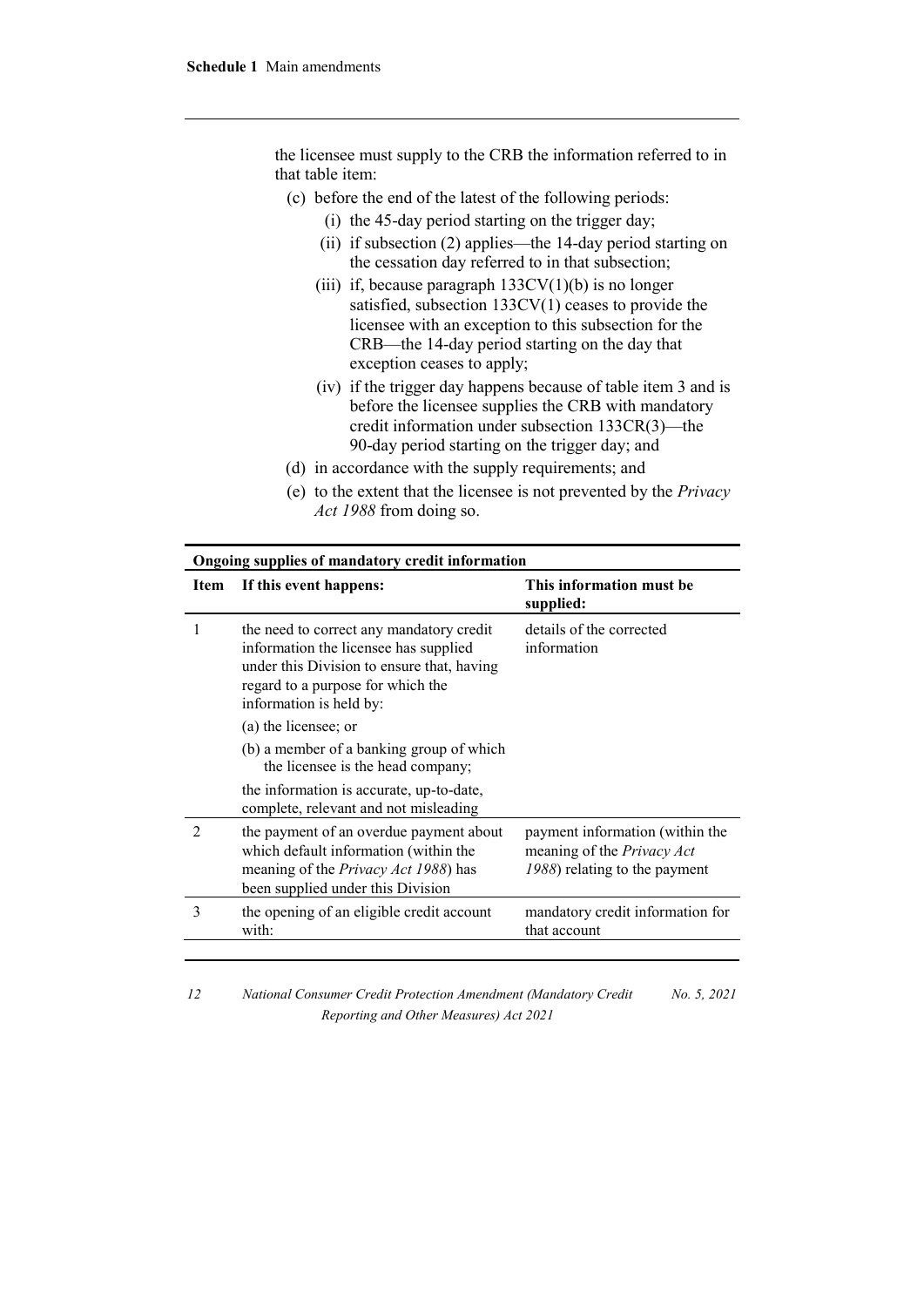the licensee must supply to the CRB the information referred to in that table item:

- (c) before the end of the latest of the following periods:
  - (i) the 45-day period starting on the trigger day;
  - (ii) if subsection (2) applies—the 14-day period starting on the cessation day referred to in that subsection;
  - (iii) if, because paragraph 133CV(1)(b) is no longer satisfied, subsection 133CV(1) ceases to provide the licensee with an exception to this subsection for the CRB—the 14-day period starting on the day that exception ceases to apply;
  - (iv) if the trigger day happens because of table item 3 and is before the licensee supplies the CRB with mandatory credit information under subsection 133CR(3)—the 90-day period starting on the trigger day; and
- (d) in accordance with the supply requirements; and
- (e) to the extent that the licensee is not prevented by the *Privacy Act 1988* from doing so.

**Ongoing supplies of mandatory credit information**

| Item | If this event happens: | This information must be supplied: |
|---|---|---|
| 1 | the need to correct any mandatory credit information the licensee has supplied under this Division to ensure that, having regard to a purpose for which the information is held by:<br>(a) the licensee; or<br>(b) a member of a banking group of which the licensee is the head company;<br>the information is accurate, up-to-date, complete, relevant and not misleading | details of the corrected information |
| 2 | the payment of an overdue payment about which default information (within the meaning of the *Privacy Act 1988*) has been supplied under this Division | payment information (within the meaning of the *Privacy Act 1988*) relating to the payment |
| 3 | the opening of an eligible credit account with: | mandatory credit information for that account |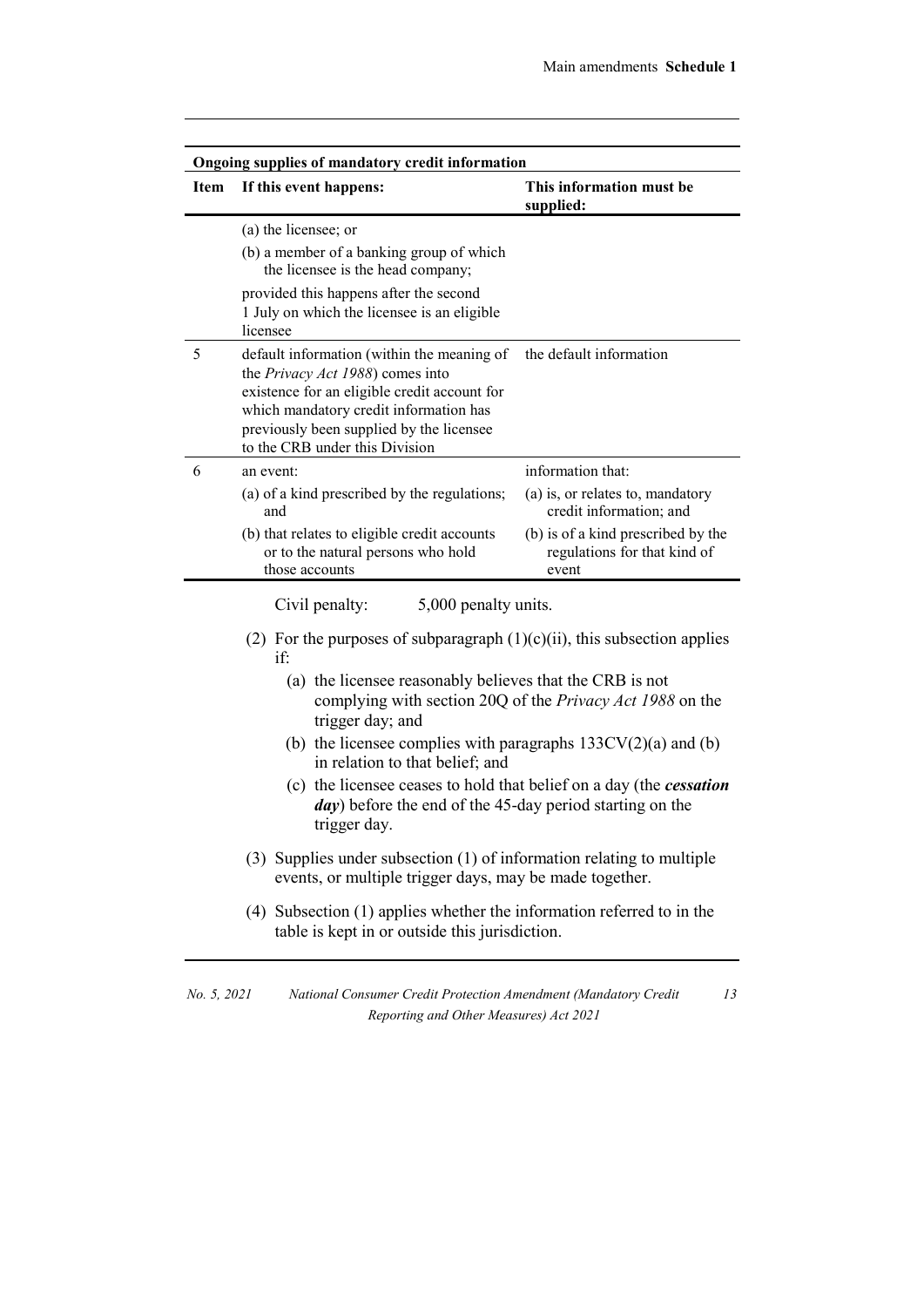| Ongoing supplies of mandatory credit information | | |
|---|---|---|
| **Item** | **If this event happens:** | **This information must be supplied:** |
| | (a) the licensee; or<br>(b) a member of a banking group of which the licensee is the head company;<br>provided this happens after the second 1 July on which the licensee is an eligible licensee | |
| 5 | default information (within the meaning of the *Privacy Act 1988*) comes into existence for an eligible credit account for which mandatory credit information has previously been supplied by the licensee to the CRB under this Division | the default information |
| 6 | an event:<br>(a) of a kind prescribed by the regulations; and<br>(b) that relates to eligible credit accounts or to the natural persons who hold those accounts | information that:<br>(a) is, or relates to, mandatory credit information; and<br>(b) is of a kind prescribed by the regulations for that kind of event |

Civil penalty: 5,000 penalty units.

(2) For the purposes of subparagraph (1)(c)(ii), this subsection applies if:

(a) the licensee reasonably believes that the CRB is not complying with section 20Q of the *Privacy Act 1988* on the trigger day; and

(b) the licensee complies with paragraphs 133CV(2)(a) and (b) in relation to that belief; and

(c) the licensee ceases to hold that belief on a day (the ***cessation day***) before the end of the 45-day period starting on the trigger day.

(3) Supplies under subsection (1) of information relating to multiple events, or multiple trigger days, may be made together.

(4) Subsection (1) applies whether the information referred to in the table is kept in or outside this jurisdiction.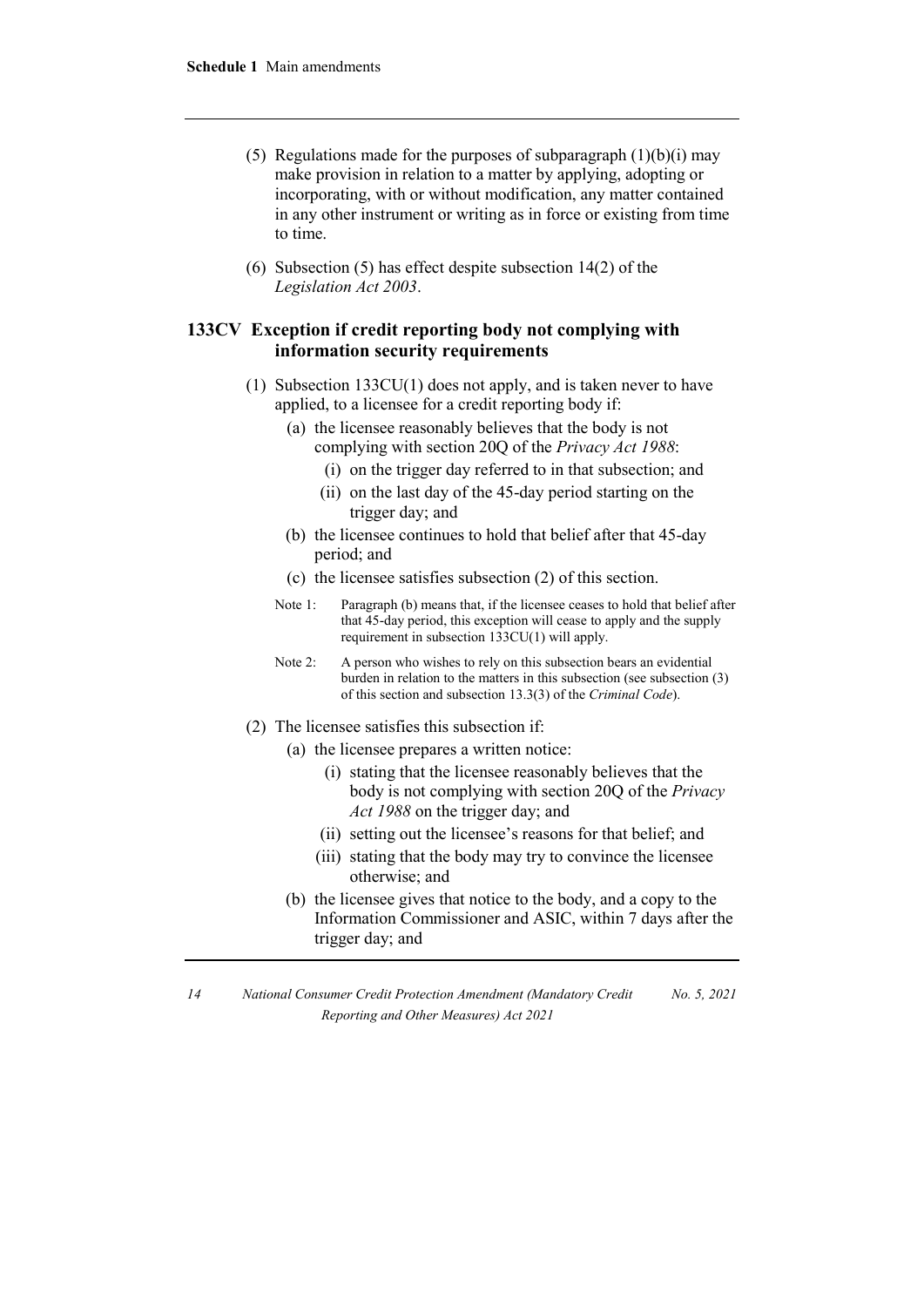(5) Regulations made for the purposes of subparagraph (1)(b)(i) may make provision in relation to a matter by applying, adopting or incorporating, with or without modification, any matter contained in any other instrument or writing as in force or existing from time to time.

(6) Subsection (5) has effect despite subsection 14(2) of the *Legislation Act 2003*.

### 133CV Exception if credit reporting body not complying with information security requirements

(1) Subsection 133CU(1) does not apply, and is taken never to have applied, to a licensee for a credit reporting body if:

- (a) the licensee reasonably believes that the body is not complying with section 20Q of the *Privacy Act 1988*:
  - (i) on the trigger day referred to in that subsection; and
  - (ii) on the last day of the 45-day period starting on the trigger day; and
- (b) the licensee continues to hold that belief after that 45-day period; and
- (c) the licensee satisfies subsection (2) of this section.

Note 1: Paragraph (b) means that, if the licensee ceases to hold that belief after that 45-day period, this exception will cease to apply and the supply requirement in subsection 133CU(1) will apply.

Note 2: A person who wishes to rely on this subsection bears an evidential burden in relation to the matters in this subsection (see subsection (3) of this section and subsection 13.3(3) of the *Criminal Code*).

(2) The licensee satisfies this subsection if:

- (a) the licensee prepares a written notice:
  - (i) stating that the licensee reasonably believes that the body is not complying with section 20Q of the *Privacy Act 1988* on the trigger day; and
  - (ii) setting out the licensee's reasons for that belief; and
  - (iii) stating that the body may try to convince the licensee otherwise; and
- (b) the licensee gives that notice to the body, and a copy to the Information Commissioner and ASIC, within 7 days after the trigger day; and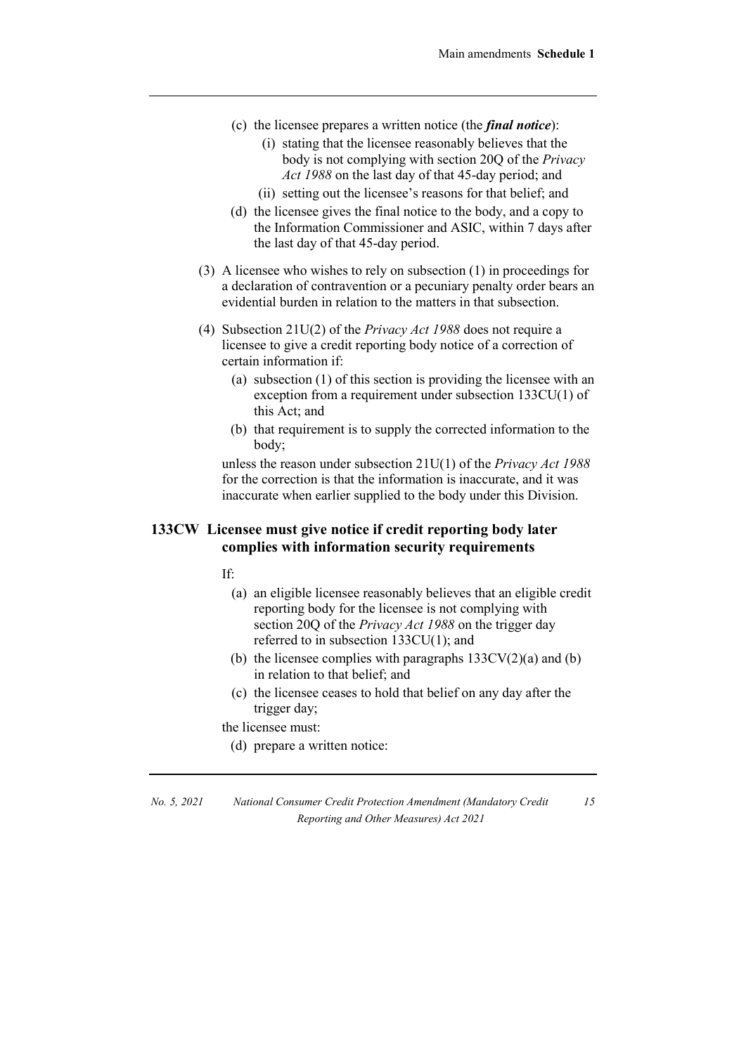(c) the licensee prepares a written notice (the ***final notice***):

(i) stating that the licensee reasonably believes that the body is not complying with section 20Q of the *Privacy Act 1988* on the last day of that 45-day period; and

(ii) setting out the licensee's reasons for that belief; and

(d) the licensee gives the final notice to the body, and a copy to the Information Commissioner and ASIC, within 7 days after the last day of that 45-day period.

(3) A licensee who wishes to rely on subsection (1) in proceedings for a declaration of contravention or a pecuniary penalty order bears an evidential burden in relation to the matters in that subsection.

(4) Subsection 21U(2) of the *Privacy Act 1988* does not require a licensee to give a credit reporting body notice of a correction of certain information if:

(a) subsection (1) of this section is providing the licensee with an exception from a requirement under subsection 133CU(1) of this Act; and

(b) that requirement is to supply the corrected information to the body;

unless the reason under subsection 21U(1) of the *Privacy Act 1988* for the correction is that the information is inaccurate, and it was inaccurate when earlier supplied to the body under this Division.

### 133CW Licensee must give notice if credit reporting body later complies with information security requirements

If:

(a) an eligible licensee reasonably believes that an eligible credit reporting body for the licensee is not complying with section 20Q of the *Privacy Act 1988* on the trigger day referred to in subsection 133CU(1); and

(b) the licensee complies with paragraphs 133CV(2)(a) and (b) in relation to that belief; and

(c) the licensee ceases to hold that belief on any day after the trigger day;

the licensee must:

(d) prepare a written notice: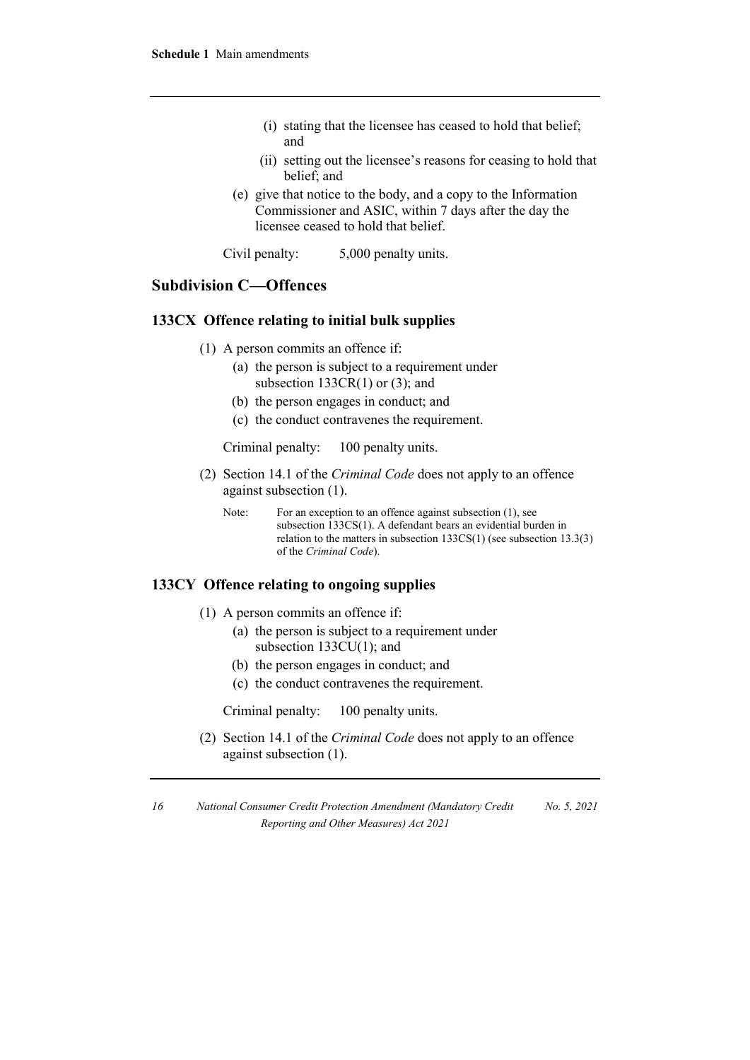(i) stating that the licensee has ceased to hold that belief; and

(ii) setting out the licensee's reasons for ceasing to hold that belief; and

(e) give that notice to the body, and a copy to the Information Commissioner and ASIC, within 7 days after the day the licensee ceased to hold that belief.

Civil penalty: 5,000 penalty units.

## Subdivision C—Offences

### 133CX Offence relating to initial bulk supplies

(1) A person commits an offence if:

(a) the person is subject to a requirement under subsection 133CR(1) or (3); and

(b) the person engages in conduct; and

(c) the conduct contravenes the requirement.

Criminal penalty: 100 penalty units.

(2) Section 14.1 of the *Criminal Code* does not apply to an offence against subsection (1).

Note: For an exception to an offence against subsection (1), see subsection 133CS(1). A defendant bears an evidential burden in relation to the matters in subsection 133CS(1) (see subsection 13.3(3) of the *Criminal Code*).

### 133CY Offence relating to ongoing supplies

(1) A person commits an offence if:

(a) the person is subject to a requirement under subsection 133CU(1); and

(b) the person engages in conduct; and

(c) the conduct contravenes the requirement.

Criminal penalty: 100 penalty units.

(2) Section 14.1 of the *Criminal Code* does not apply to an offence against subsection (1).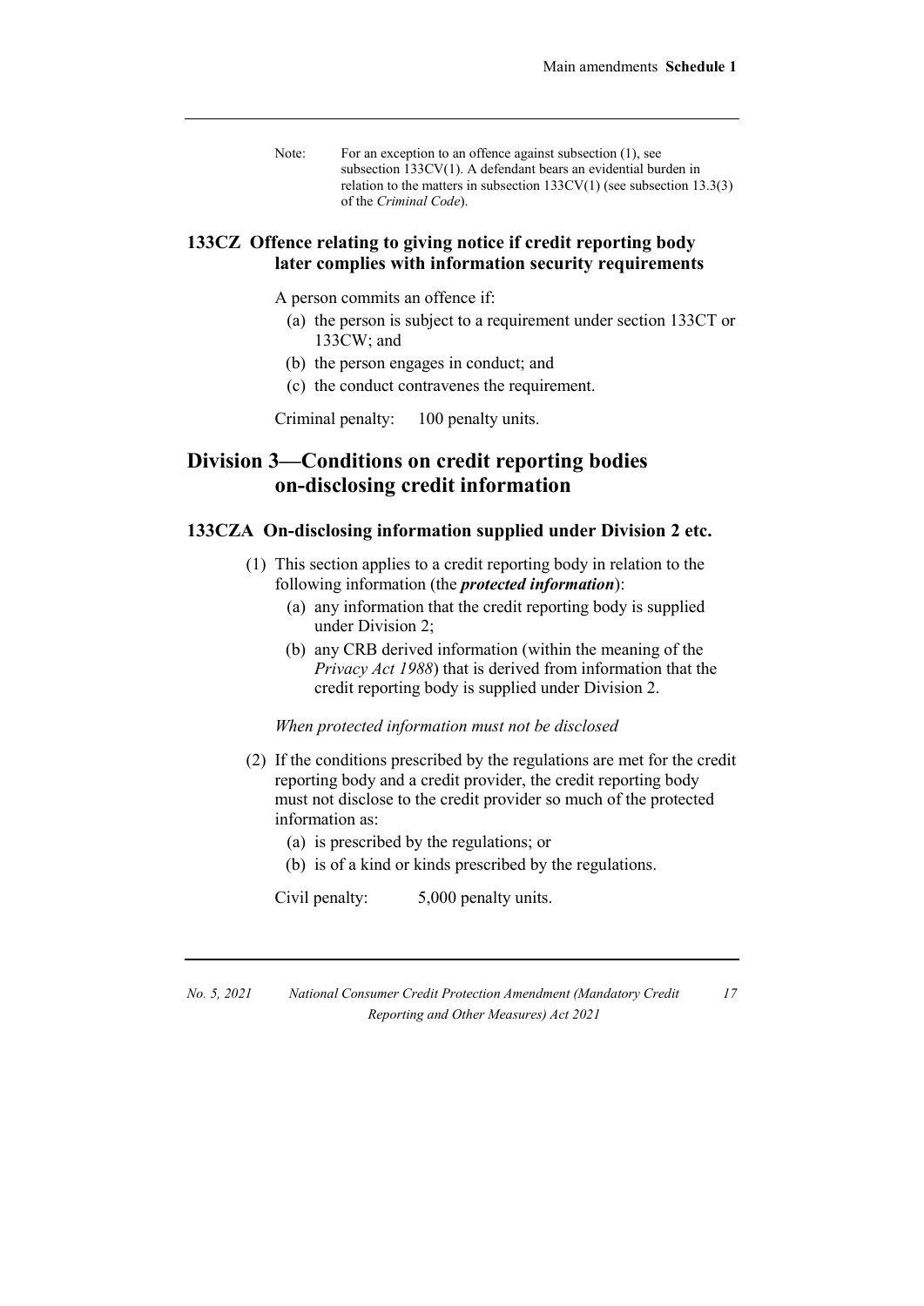Note: For an exception to an offence against subsection (1), see subsection 133CV(1). A defendant bears an evidential burden in relation to the matters in subsection 133CV(1) (see subsection 13.3(3) of the *Criminal Code*).

### 133CZ Offence relating to giving notice if credit reporting body later complies with information security requirements

A person commits an offence if:

(a) the person is subject to a requirement under section 133CT or 133CW; and

(b) the person engages in conduct; and

(c) the conduct contravenes the requirement.

Criminal penalty: 100 penalty units.

## Division 3—Conditions on credit reporting bodies on-disclosing credit information

### 133CZA On-disclosing information supplied under Division 2 etc.

(1) This section applies to a credit reporting body in relation to the following information (the ***protected information***):

(a) any information that the credit reporting body is supplied under Division 2;

(b) any CRB derived information (within the meaning of the *Privacy Act 1988*) that is derived from information that the credit reporting body is supplied under Division 2.

*When protected information must not be disclosed*

(2) If the conditions prescribed by the regulations are met for the credit reporting body and a credit provider, the credit reporting body must not disclose to the credit provider so much of the protected information as:

(a) is prescribed by the regulations; or

(b) is of a kind or kinds prescribed by the regulations.

Civil penalty: 5,000 penalty units.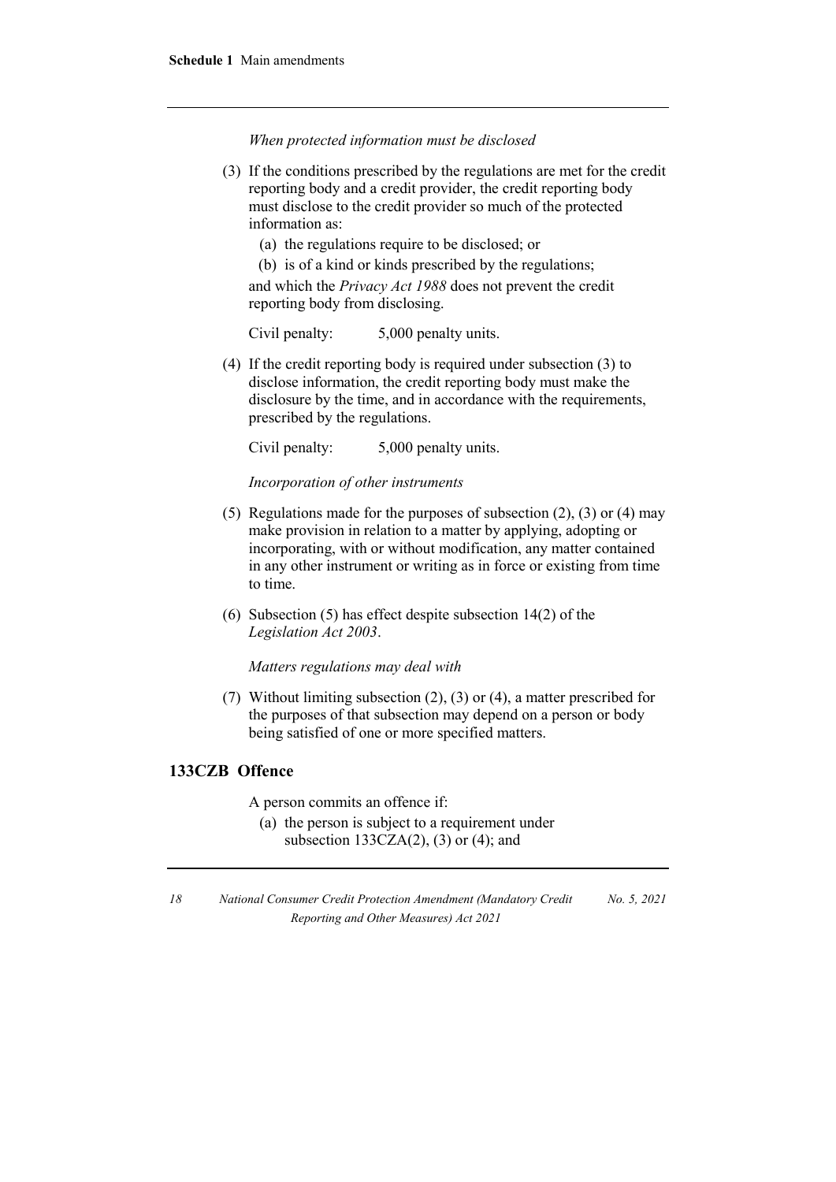*When protected information must be disclosed*

(3) If the conditions prescribed by the regulations are met for the credit reporting body and a credit provider, the credit reporting body must disclose to the credit provider so much of the protected information as:

  (a) the regulations require to be disclosed; or

  (b) is of a kind or kinds prescribed by the regulations;

and which the *Privacy Act 1988* does not prevent the credit reporting body from disclosing.

Civil penalty: 5,000 penalty units.

(4) If the credit reporting body is required under subsection (3) to disclose information, the credit reporting body must make the disclosure by the time, and in accordance with the requirements, prescribed by the regulations.

Civil penalty: 5,000 penalty units.

*Incorporation of other instruments*

(5) Regulations made for the purposes of subsection (2), (3) or (4) may make provision in relation to a matter by applying, adopting or incorporating, with or without modification, any matter contained in any other instrument or writing as in force or existing from time to time.

(6) Subsection (5) has effect despite subsection 14(2) of the *Legislation Act 2003*.

*Matters regulations may deal with*

(7) Without limiting subsection (2), (3) or (4), a matter prescribed for the purposes of that subsection may depend on a person or body being satisfied of one or more specified matters.

### 133CZB Offence

A person commits an offence if:

  (a) the person is subject to a requirement under subsection 133CZA(2), (3) or (4); and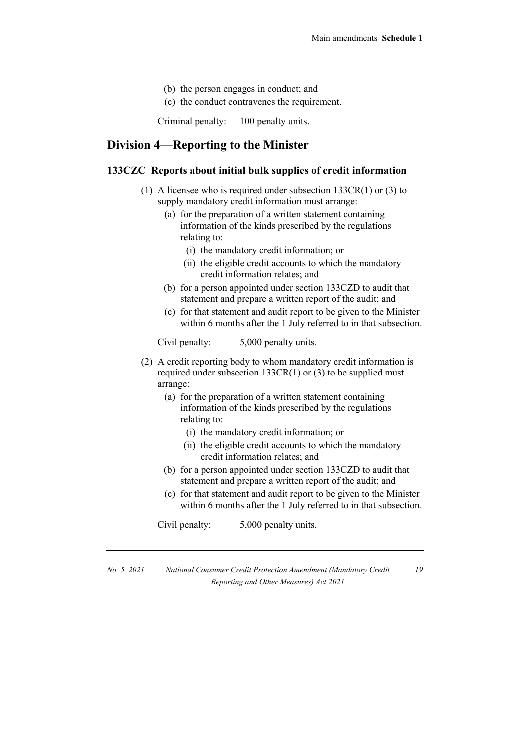(b) the person engages in conduct; and

(c) the conduct contravenes the requirement.

Criminal penalty: 100 penalty units.

## Division 4—Reporting to the Minister

### 133CZC Reports about initial bulk supplies of credit information

(1) A licensee who is required under subsection 133CR(1) or (3) to supply mandatory credit information must arrange:

(a) for the preparation of a written statement containing information of the kinds prescribed by the regulations relating to:

(i) the mandatory credit information; or

(ii) the eligible credit accounts to which the mandatory credit information relates; and

(b) for a person appointed under section 133CZD to audit that statement and prepare a written report of the audit; and

(c) for that statement and audit report to be given to the Minister within 6 months after the 1 July referred to in that subsection.

Civil penalty: 5,000 penalty units.

(2) A credit reporting body to whom mandatory credit information is required under subsection 133CR(1) or (3) to be supplied must arrange:

(a) for the preparation of a written statement containing information of the kinds prescribed by the regulations relating to:

(i) the mandatory credit information; or

(ii) the eligible credit accounts to which the mandatory credit information relates; and

(b) for a person appointed under section 133CZD to audit that statement and prepare a written report of the audit; and

(c) for that statement and audit report to be given to the Minister within 6 months after the 1 July referred to in that subsection.

Civil penalty: 5,000 penalty units.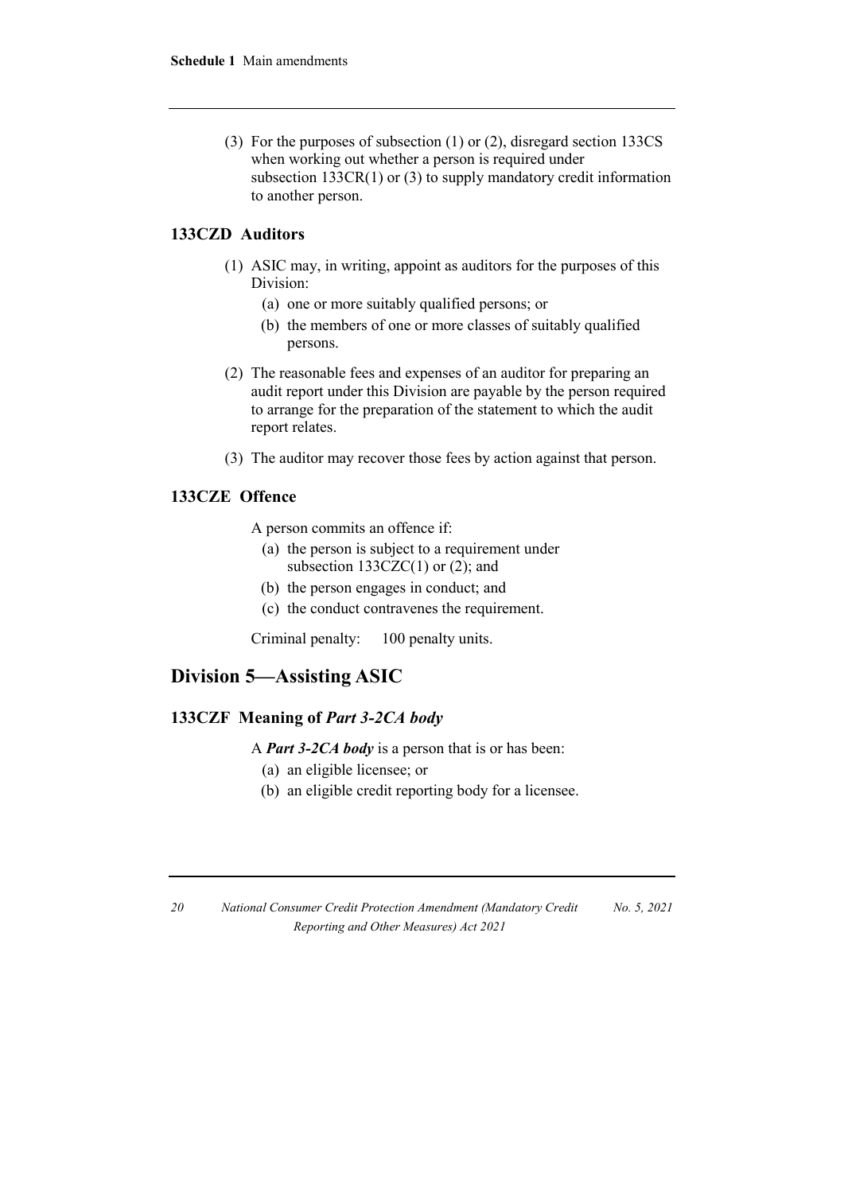(3) For the purposes of subsection (1) or (2), disregard section 133CS when working out whether a person is required under subsection 133CR(1) or (3) to supply mandatory credit information to another person.

### 133CZD Auditors

(1) ASIC may, in writing, appoint as auditors for the purposes of this Division:

- (a) one or more suitably qualified persons; or
- (b) the members of one or more classes of suitably qualified persons.

(2) The reasonable fees and expenses of an auditor for preparing an audit report under this Division are payable by the person required to arrange for the preparation of the statement to which the audit report relates.

(3) The auditor may recover those fees by action against that person.

### 133CZE Offence

A person commits an offence if:

- (a) the person is subject to a requirement under subsection 133CZC(1) or (2); and
- (b) the person engages in conduct; and
- (c) the conduct contravenes the requirement.

Criminal penalty: 100 penalty units.

## Division 5—Assisting ASIC

### 133CZF Meaning of *Part 3-2CA body*

A ***Part 3-2CA body*** is a person that is or has been:

- (a) an eligible licensee; or
- (b) an eligible credit reporting body for a licensee.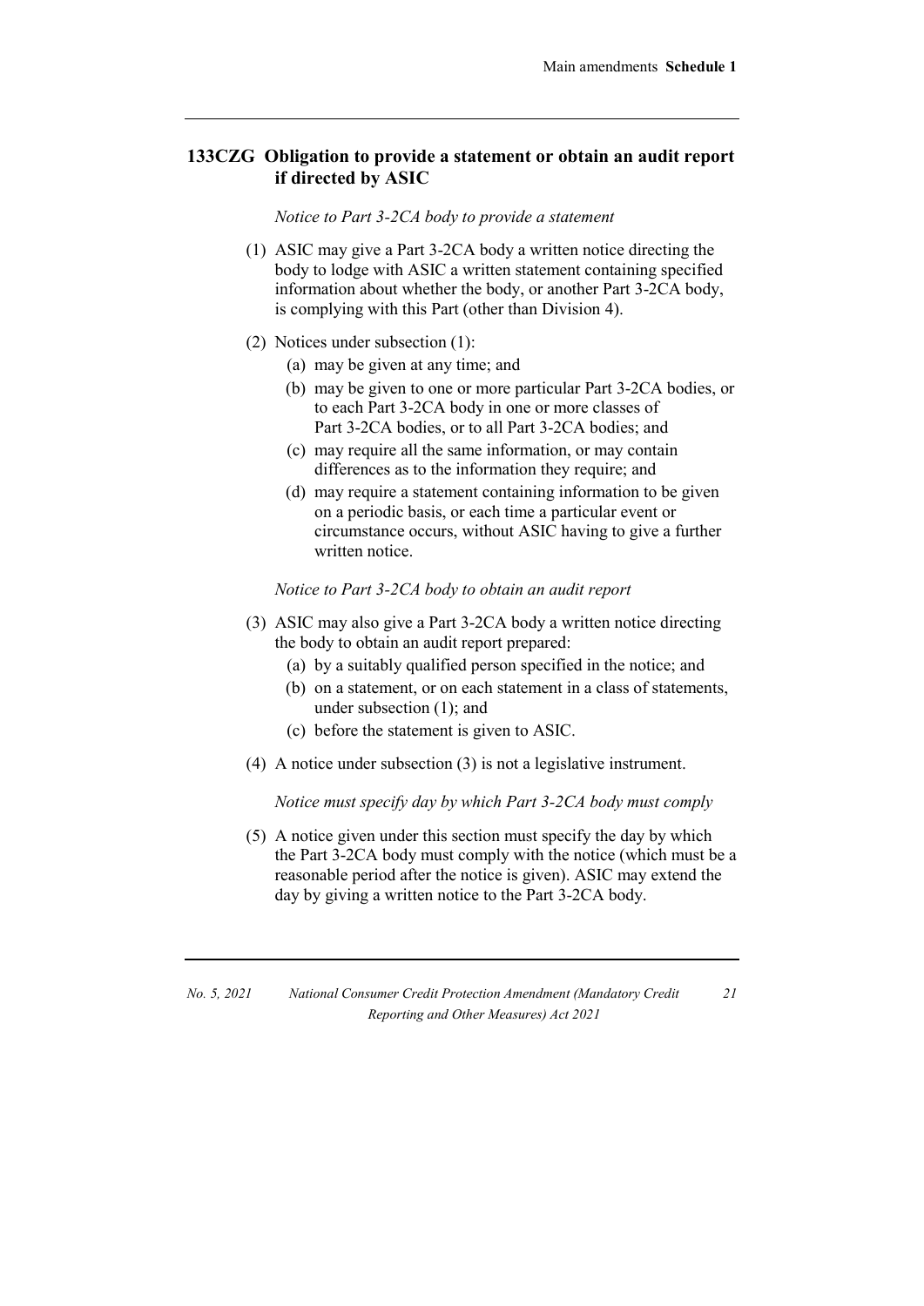## 133CZG Obligation to provide a statement or obtain an audit report if directed by ASIC

*Notice to Part 3-2CA body to provide a statement*

(1) ASIC may give a Part 3-2CA body a written notice directing the body to lodge with ASIC a written statement containing specified information about whether the body, or another Part 3-2CA body, is complying with this Part (other than Division 4).

(2) Notices under subsection (1):

  (a) may be given at any time; and

  (b) may be given to one or more particular Part 3-2CA bodies, or to each Part 3-2CA body in one or more classes of Part 3-2CA bodies, or to all Part 3-2CA bodies; and

  (c) may require all the same information, or may contain differences as to the information they require; and

  (d) may require a statement containing information to be given on a periodic basis, or each time a particular event or circumstance occurs, without ASIC having to give a further written notice.

*Notice to Part 3-2CA body to obtain an audit report*

(3) ASIC may also give a Part 3-2CA body a written notice directing the body to obtain an audit report prepared:

  (a) by a suitably qualified person specified in the notice; and

  (b) on a statement, or on each statement in a class of statements, under subsection (1); and

  (c) before the statement is given to ASIC.

(4) A notice under subsection (3) is not a legislative instrument.

*Notice must specify day by which Part 3-2CA body must comply*

(5) A notice given under this section must specify the day by which the Part 3-2CA body must comply with the notice (which must be a reasonable period after the notice is given). ASIC may extend the day by giving a written notice to the Part 3-2CA body.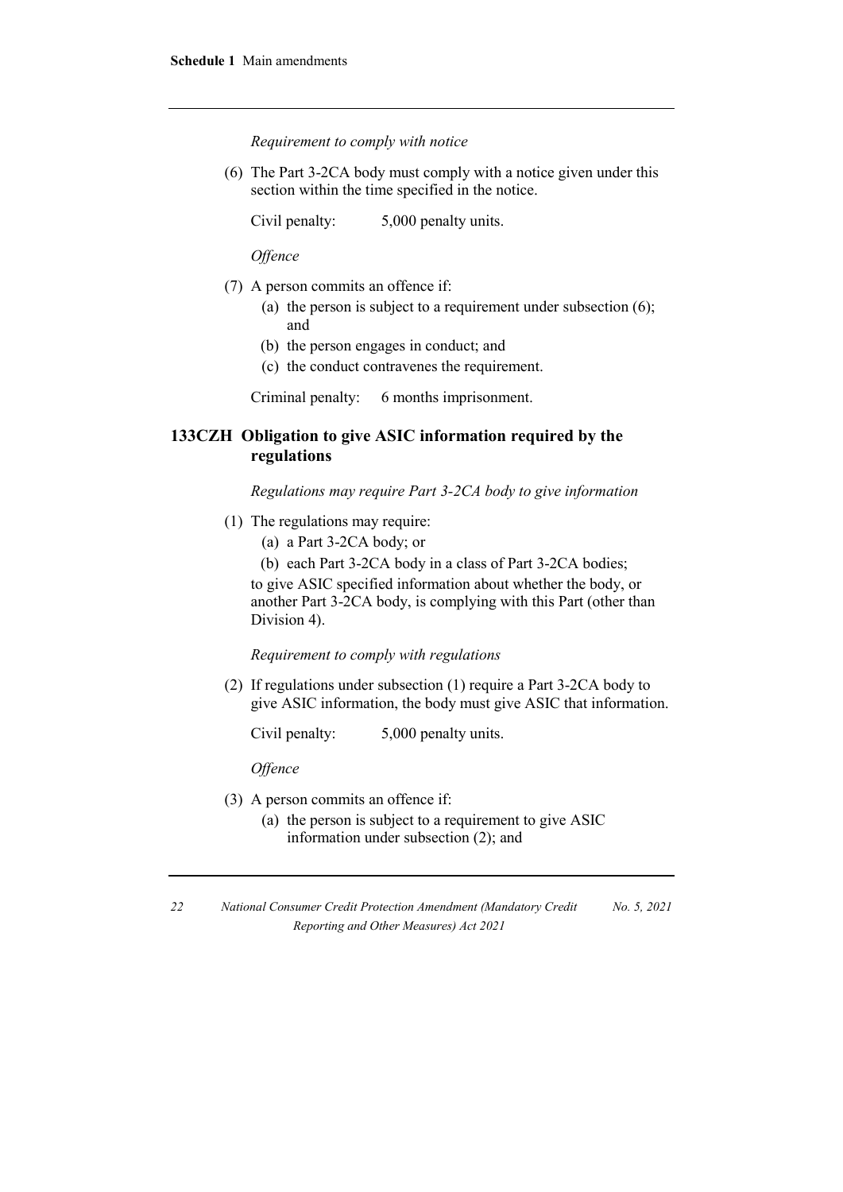*Requirement to comply with notice*

(6) The Part 3-2CA body must comply with a notice given under this section within the time specified in the notice.

Civil penalty: 5,000 penalty units.

*Offence*

(7) A person commits an offence if:

(a) the person is subject to a requirement under subsection (6); and

(b) the person engages in conduct; and

(c) the conduct contravenes the requirement.

Criminal penalty: 6 months imprisonment.

### 133CZH Obligation to give ASIC information required by the regulations

*Regulations may require Part 3-2CA body to give information*

(1) The regulations may require:

(a) a Part 3-2CA body; or

(b) each Part 3-2CA body in a class of Part 3-2CA bodies;

to give ASIC specified information about whether the body, or another Part 3-2CA body, is complying with this Part (other than Division 4).

*Requirement to comply with regulations*

(2) If regulations under subsection (1) require a Part 3-2CA body to give ASIC information, the body must give ASIC that information.

Civil penalty: 5,000 penalty units.

*Offence*

(3) A person commits an offence if:

(a) the person is subject to a requirement to give ASIC information under subsection (2); and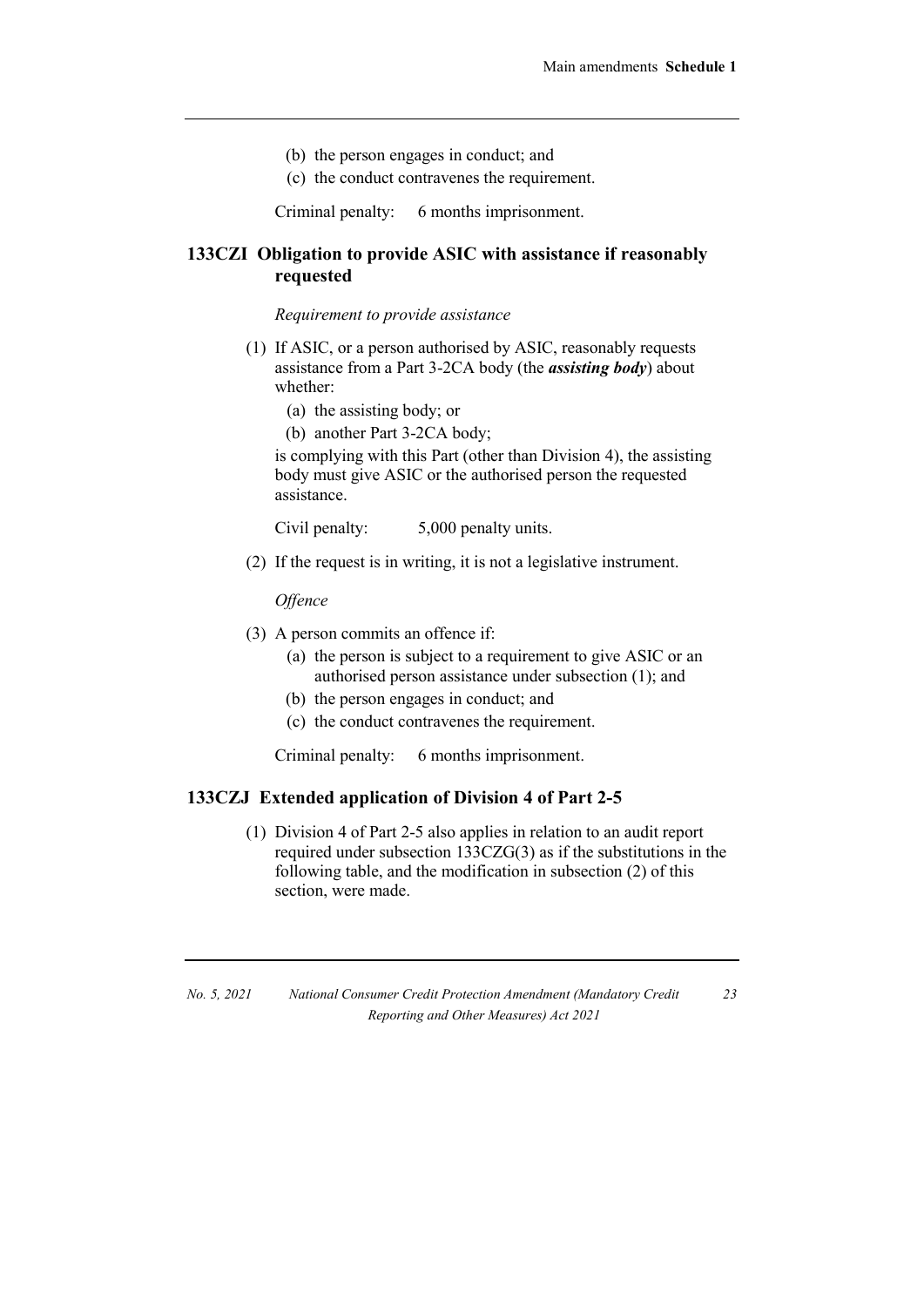(b) the person engages in conduct; and

(c) the conduct contravenes the requirement.

Criminal penalty: 6 months imprisonment.

### 133CZI Obligation to provide ASIC with assistance if reasonably requested

*Requirement to provide assistance*

(1) If ASIC, or a person authorised by ASIC, reasonably requests assistance from a Part 3-2CA body (the ***assisting body***) about whether:

(a) the assisting body; or

(b) another Part 3-2CA body;

is complying with this Part (other than Division 4), the assisting body must give ASIC or the authorised person the requested assistance.

Civil penalty: 5,000 penalty units.

(2) If the request is in writing, it is not a legislative instrument.

*Offence*

(3) A person commits an offence if:

(a) the person is subject to a requirement to give ASIC or an authorised person assistance under subsection (1); and

(b) the person engages in conduct; and

(c) the conduct contravenes the requirement.

Criminal penalty: 6 months imprisonment.

### 133CZJ Extended application of Division 4 of Part 2-5

(1) Division 4 of Part 2-5 also applies in relation to an audit report required under subsection 133CZG(3) as if the substitutions in the following table, and the modification in subsection (2) of this section, were made.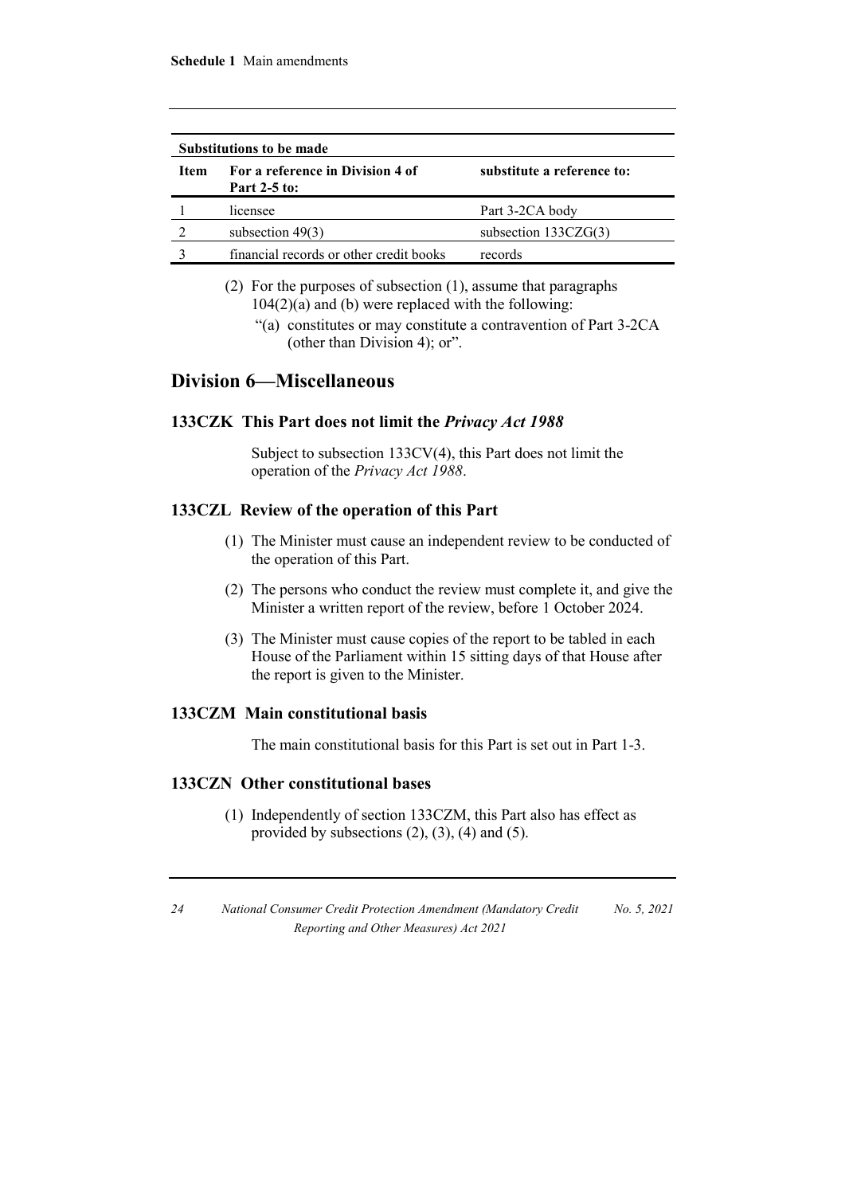**Substitutions to be made**

| Item | For a reference in Division 4 of Part 2-5 to: | substitute a reference to: |
|---|---|---|
| 1 | licensee | Part 3-2CA body |
| 2 | subsection 49(3) | subsection 133CZG(3) |
| 3 | financial records or other credit books | records |

(2) For the purposes of subsection (1), assume that paragraphs 104(2)(a) and (b) were replaced with the following:

"(a) constitutes or may constitute a contravention of Part 3-2CA (other than Division 4); or".

## Division 6—Miscellaneous

### 133CZK This Part does not limit the *Privacy Act 1988*

Subject to subsection 133CV(4), this Part does not limit the operation of the *Privacy Act 1988*.

### 133CZL Review of the operation of this Part

(1) The Minister must cause an independent review to be conducted of the operation of this Part.

(2) The persons who conduct the review must complete it, and give the Minister a written report of the review, before 1 October 2024.

(3) The Minister must cause copies of the report to be tabled in each House of the Parliament within 15 sitting days of that House after the report is given to the Minister.

### 133CZM Main constitutional basis

The main constitutional basis for this Part is set out in Part 1-3.

### 133CZN Other constitutional bases

(1) Independently of section 133CZM, this Part also has effect as provided by subsections (2), (3), (4) and (5).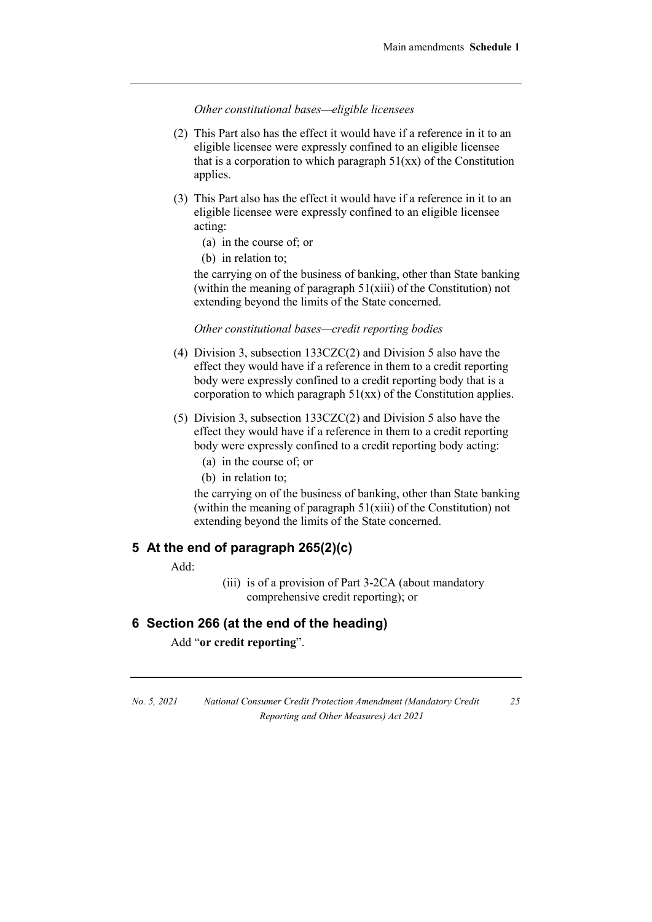*Other constitutional bases—eligible licensees*

(2) This Part also has the effect it would have if a reference in it to an eligible licensee were expressly confined to an eligible licensee that is a corporation to which paragraph 51(xx) of the Constitution applies.

(3) This Part also has the effect it would have if a reference in it to an eligible licensee were expressly confined to an eligible licensee acting:

(a) in the course of; or

(b) in relation to;

the carrying on of the business of banking, other than State banking (within the meaning of paragraph 51(xiii) of the Constitution) not extending beyond the limits of the State concerned.

*Other constitutional bases—credit reporting bodies*

(4) Division 3, subsection 133CZC(2) and Division 5 also have the effect they would have if a reference in them to a credit reporting body were expressly confined to a credit reporting body that is a corporation to which paragraph 51(xx) of the Constitution applies.

(5) Division 3, subsection 133CZC(2) and Division 5 also have the effect they would have if a reference in them to a credit reporting body were expressly confined to a credit reporting body acting:

(a) in the course of; or

(b) in relation to;

the carrying on of the business of banking, other than State banking (within the meaning of paragraph 51(xiii) of the Constitution) not extending beyond the limits of the State concerned.

## 5 At the end of paragraph 265(2)(c)

Add:

(iii) is of a provision of Part 3-2CA (about mandatory comprehensive credit reporting); or

## 6 Section 266 (at the end of the heading)

Add "**or credit reporting**".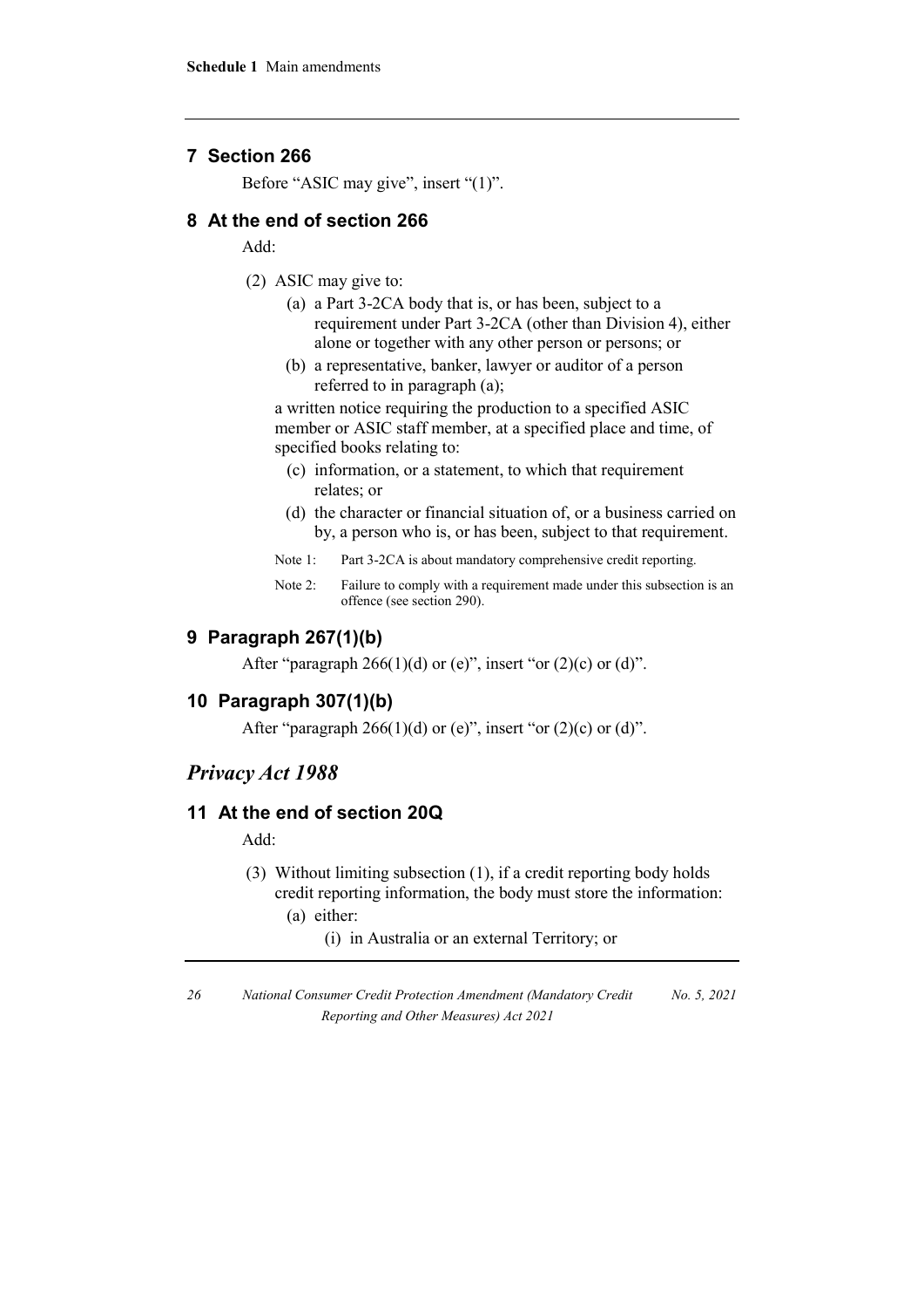## 7 Section 266

Before "ASIC may give", insert "(1)".

## 8 At the end of section 266

Add:

(2) ASIC may give to:

- (a) a Part 3-2CA body that is, or has been, subject to a requirement under Part 3-2CA (other than Division 4), either alone or together with any other person or persons; or
- (b) a representative, banker, lawyer or auditor of a person referred to in paragraph (a);

a written notice requiring the production to a specified ASIC member or ASIC staff member, at a specified place and time, of specified books relating to:

- (c) information, or a statement, to which that requirement relates; or
- (d) the character or financial situation of, or a business carried on by, a person who is, or has been, subject to that requirement.

Note 1: Part 3-2CA is about mandatory comprehensive credit reporting.

Note 2: Failure to comply with a requirement made under this subsection is an offence (see section 290).

## 9 Paragraph 267(1)(b)

After "paragraph 266(1)(d) or (e)", insert "or (2)(c) or (d)".

## 10 Paragraph 307(1)(b)

After "paragraph 266(1)(d) or (e)", insert "or (2)(c) or (d)".

# *Privacy Act 1988*

## 11 At the end of section 20Q

Add:

(3) Without limiting subsection (1), if a credit reporting body holds credit reporting information, the body must store the information:

- (a) either:
  - (i) in Australia or an external Territory; or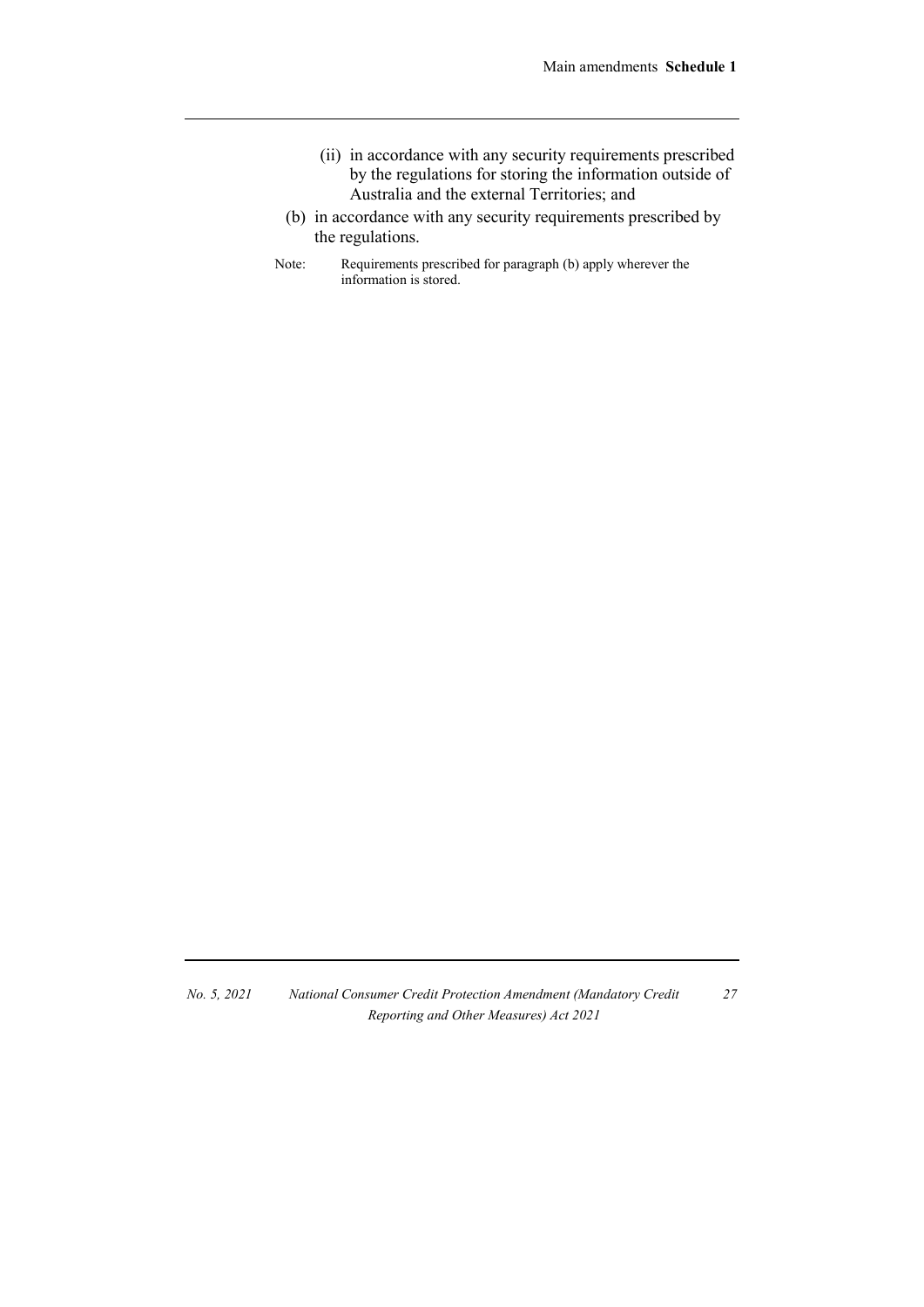(ii) in accordance with any security requirements prescribed by the regulations for storing the information outside of Australia and the external Territories; and

(b) in accordance with any security requirements prescribed by the regulations.

Note: Requirements prescribed for paragraph (b) apply wherever the information is stored.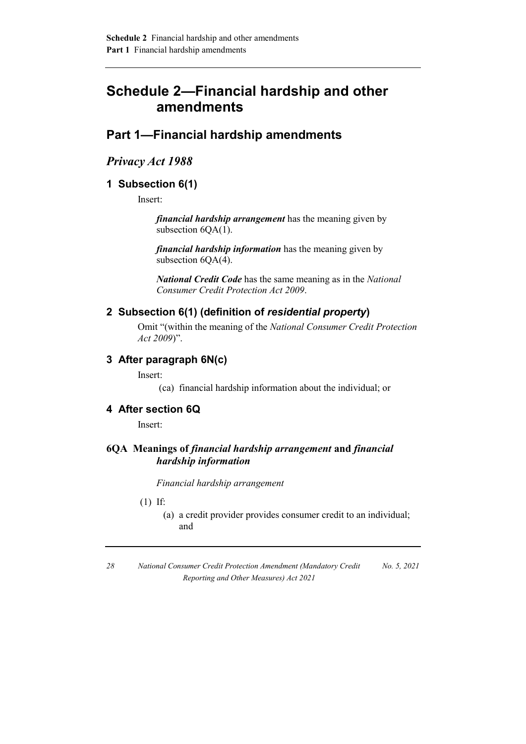# Schedule 2—Financial hardship and other amendments

## Part 1—Financial hardship amendments

### *Privacy Act 1988*

#### 1 Subsection 6(1)

Insert:

> ***financial hardship arrangement*** has the meaning given by subsection 6QA(1).
>
> ***financial hardship information*** has the meaning given by subsection 6QA(4).
>
> ***National Credit Code*** has the same meaning as in the *National Consumer Credit Protection Act 2009*.

#### 2 Subsection 6(1) (definition of *residential property*)

Omit "(within the meaning of the *National Consumer Credit Protection Act 2009*)".

#### 3 After paragraph 6N(c)

Insert:

> (ca) financial hardship information about the individual; or

#### 4 After section 6Q

Insert:

#### 6QA Meanings of *financial hardship arrangement* and *financial hardship information*

*Financial hardship arrangement*

(1) If:

(a) a credit provider provides consumer credit to an individual; and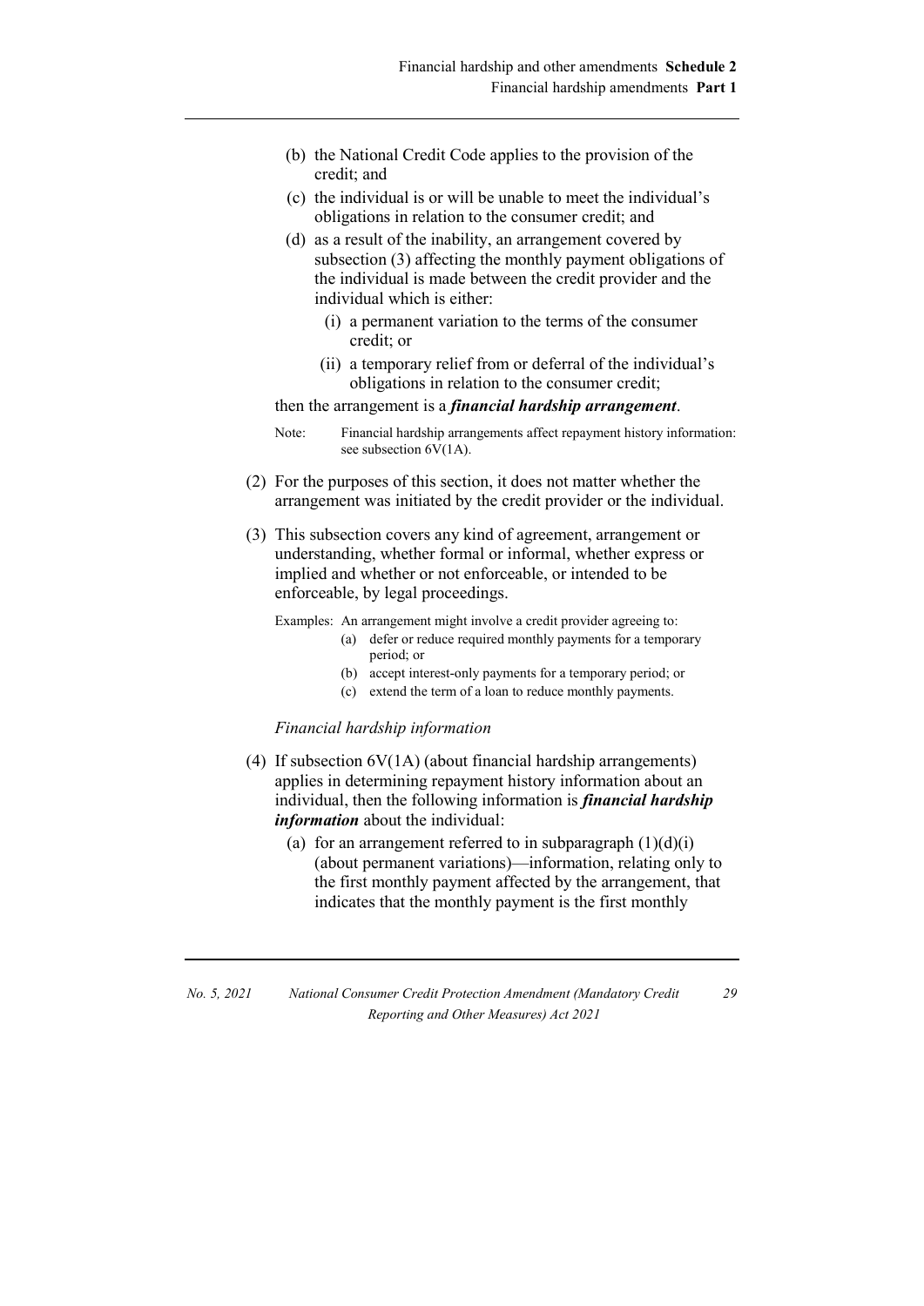(b) the National Credit Code applies to the provision of the credit; and

(c) the individual is or will be unable to meet the individual's obligations in relation to the consumer credit; and

(d) as a result of the inability, an arrangement covered by subsection (3) affecting the monthly payment obligations of the individual is made between the credit provider and the individual which is either:

   (i) a permanent variation to the terms of the consumer credit; or

   (ii) a temporary relief from or deferral of the individual's obligations in relation to the consumer credit;

then the arrangement is a ***financial hardship arrangement***.

Note: Financial hardship arrangements affect repayment history information: see subsection 6V(1A).

(2) For the purposes of this section, it does not matter whether the arrangement was initiated by the credit provider or the individual.

(3) This subsection covers any kind of agreement, arrangement or understanding, whether formal or informal, whether express or implied and whether or not enforceable, or intended to be enforceable, by legal proceedings.

Examples: An arrangement might involve a credit provider agreeing to:

(a) defer or reduce required monthly payments for a temporary period; or

(b) accept interest-only payments for a temporary period; or

(c) extend the term of a loan to reduce monthly payments.

*Financial hardship information*

(4) If subsection 6V(1A) (about financial hardship arrangements) applies in determining repayment history information about an individual, then the following information is ***financial hardship information*** about the individual:

(a) for an arrangement referred to in subparagraph (1)(d)(i) (about permanent variations)—information, relating only to the first monthly payment affected by the arrangement, that indicates that the monthly payment is the first monthly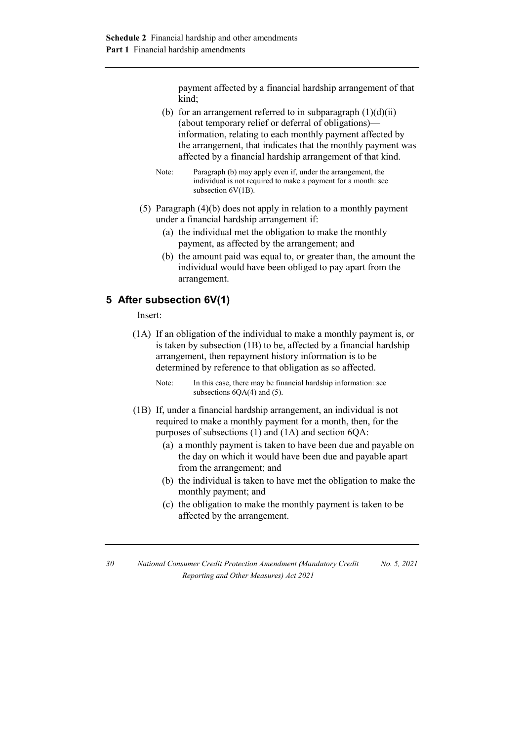payment affected by a financial hardship arrangement of that kind;

(b) for an arrangement referred to in subparagraph (1)(d)(ii) (about temporary relief or deferral of obligations)—information, relating to each monthly payment affected by the arrangement, that indicates that the monthly payment was affected by a financial hardship arrangement of that kind.

Note: Paragraph (b) may apply even if, under the arrangement, the individual is not required to make a payment for a month: see subsection 6V(1B).

(5) Paragraph (4)(b) does not apply in relation to a monthly payment under a financial hardship arrangement if:

(a) the individual met the obligation to make the monthly payment, as affected by the arrangement; and

(b) the amount paid was equal to, or greater than, the amount the individual would have been obliged to pay apart from the arrangement.

## 5 After subsection 6V(1)

Insert:

(1A) If an obligation of the individual to make a monthly payment is, or is taken by subsection (1B) to be, affected by a financial hardship arrangement, then repayment history information is to be determined by reference to that obligation as so affected.

Note: In this case, there may be financial hardship information: see subsections 6QA(4) and (5).

(1B) If, under a financial hardship arrangement, an individual is not required to make a monthly payment for a month, then, for the purposes of subsections (1) and (1A) and section 6QA:

(a) a monthly payment is taken to have been due and payable on the day on which it would have been due and payable apart from the arrangement; and

(b) the individual is taken to have met the obligation to make the monthly payment; and

(c) the obligation to make the monthly payment is taken to be affected by the arrangement.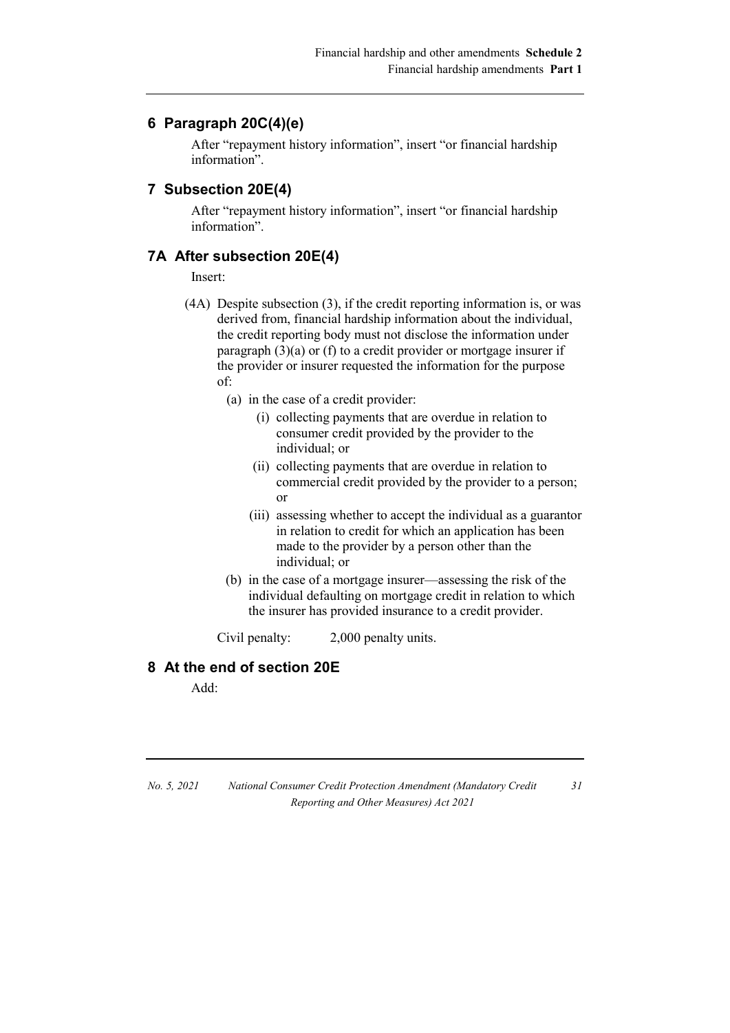## 6 Paragraph 20C(4)(e)

After "repayment history information", insert "or financial hardship information".

## 7 Subsection 20E(4)

After "repayment history information", insert "or financial hardship information".

## 7A After subsection 20E(4)

Insert:

(4A) Despite subsection (3), if the credit reporting information is, or was derived from, financial hardship information about the individual, the credit reporting body must not disclose the information under paragraph (3)(a) or (f) to a credit provider or mortgage insurer if the provider or insurer requested the information for the purpose of:

- (a) in the case of a credit provider:
  - (i) collecting payments that are overdue in relation to consumer credit provided by the provider to the individual; or
  - (ii) collecting payments that are overdue in relation to commercial credit provided by the provider to a person; or
  - (iii) assessing whether to accept the individual as a guarantor in relation to credit for which an application has been made to the provider by a person other than the individual; or
- (b) in the case of a mortgage insurer—assessing the risk of the individual defaulting on mortgage credit in relation to which the insurer has provided insurance to a credit provider.

Civil penalty: 2,000 penalty units.

## 8 At the end of section 20E

Add: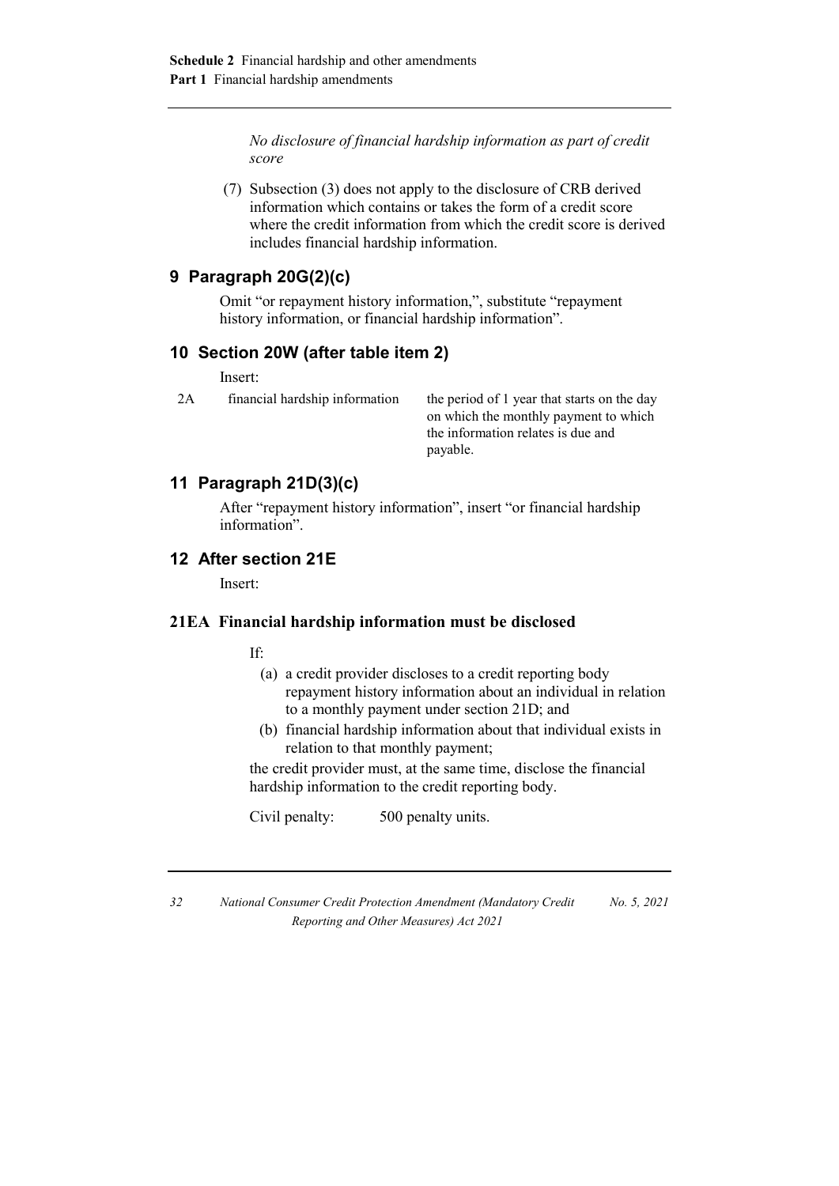*No disclosure of financial hardship information as part of credit score*

(7) Subsection (3) does not apply to the disclosure of CRB derived information which contains or takes the form of a credit score where the credit information from which the credit score is derived includes financial hardship information.

## 9 Paragraph 20G(2)(c)

Omit "or repayment history information,", substitute "repayment history information, or financial hardship information".

## 10 Section 20W (after table item 2)

Insert:

| | | |
|---|---|---|
| 2A | financial hardship information | the period of 1 year that starts on the day on which the monthly payment to which the information relates is due and payable. |

## 11 Paragraph 21D(3)(c)

After "repayment history information", insert "or financial hardship information".

## 12 After section 21E

Insert:

### 21EA Financial hardship information must be disclosed

If:

(a) a credit provider discloses to a credit reporting body repayment history information about an individual in relation to a monthly payment under section 21D; and

(b) financial hardship information about that individual exists in relation to that monthly payment;

the credit provider must, at the same time, disclose the financial hardship information to the credit reporting body.

Civil penalty: 500 penalty units.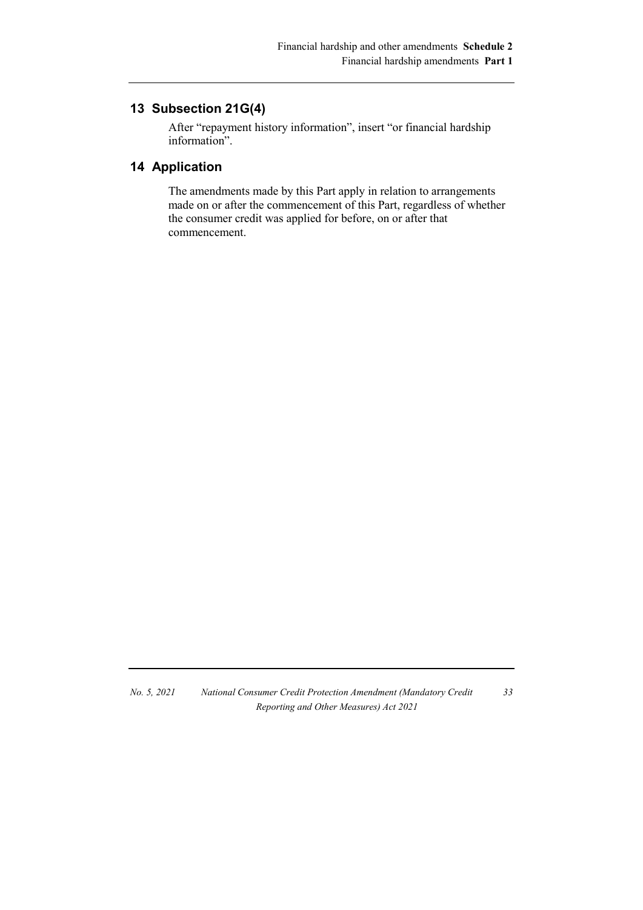## 13 Subsection 21G(4)

After "repayment history information", insert "or financial hardship information".

## 14 Application

The amendments made by this Part apply in relation to arrangements made on or after the commencement of this Part, regardless of whether the consumer credit was applied for before, on or after that commencement.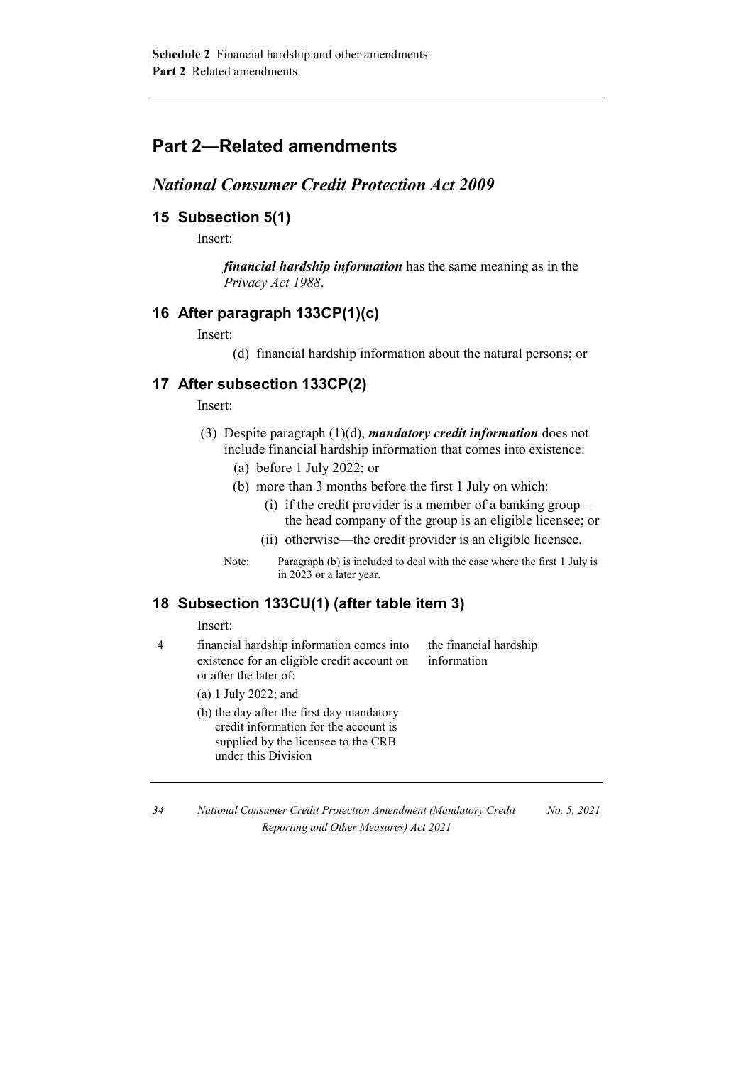## Part 2—Related amendments

### *National Consumer Credit Protection Act 2009*

#### 15 Subsection 5(1)

Insert:

> ***financial hardship information*** has the same meaning as in the *Privacy Act 1988*.

#### 16 After paragraph 133CP(1)(c)

Insert:

> (d) financial hardship information about the natural persons; or

#### 17 After subsection 133CP(2)

Insert:

> (3) Despite paragraph (1)(d), ***mandatory credit information*** does not include financial hardship information that comes into existence:
>
> (a) before 1 July 2022; or
>
> (b) more than 3 months before the first 1 July on which:
>
> (i) if the credit provider is a member of a banking group—the head company of the group is an eligible licensee; or
>
> (ii) otherwise—the credit provider is an eligible licensee.
>
> Note: Paragraph (b) is included to deal with the case where the first 1 July is in 2023 or a later year.

#### 18 Subsection 133CU(1) (after table item 3)

Insert:

| | | |
|---|---|---|
| 4 | financial hardship information comes into existence for an eligible credit account on or after the later of:<br>(a) 1 July 2022; and<br>(b) the day after the first day mandatory credit information for the account is supplied by the licensee to the CRB under this Division | the financial hardship information |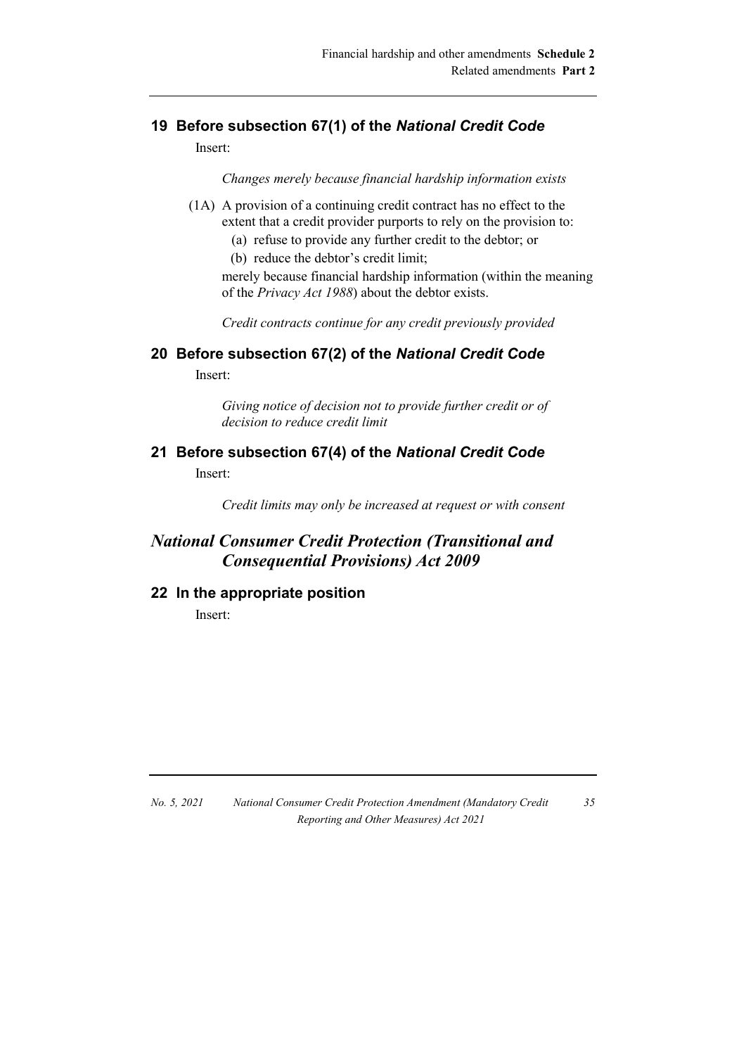### 19 Before subsection 67(1) of the *National Credit Code*

Insert:

*Changes merely because financial hardship information exists*

(1A) A provision of a continuing credit contract has no effect to the extent that a credit provider purports to rely on the provision to:

(a) refuse to provide any further credit to the debtor; or

(b) reduce the debtor's credit limit;

merely because financial hardship information (within the meaning of the *Privacy Act 1988*) about the debtor exists.

*Credit contracts continue for any credit previously provided*

### 20 Before subsection 67(2) of the *National Credit Code*

Insert:

*Giving notice of decision not to provide further credit or of decision to reduce credit limit*

### 21 Before subsection 67(4) of the *National Credit Code*

Insert:

*Credit limits may only be increased at request or with consent*

## *National Consumer Credit Protection (Transitional and Consequential Provisions) Act 2009*

### 22 In the appropriate position

Insert: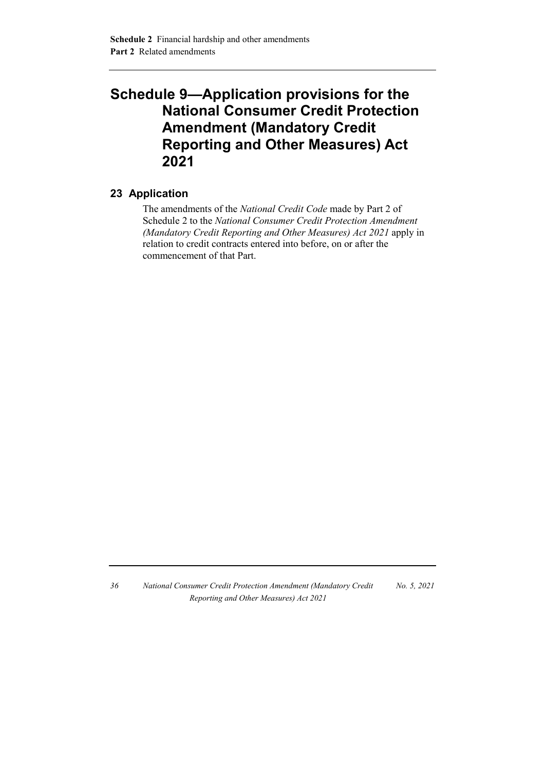# Schedule 9—Application provisions for the National Consumer Credit Protection Amendment (Mandatory Credit Reporting and Other Measures) Act 2021

## 23 Application

The amendments of the *National Credit Code* made by Part 2 of Schedule 2 to the *National Consumer Credit Protection Amendment (Mandatory Credit Reporting and Other Measures) Act 2021* apply in relation to credit contracts entered into before, on or after the commencement of that Part.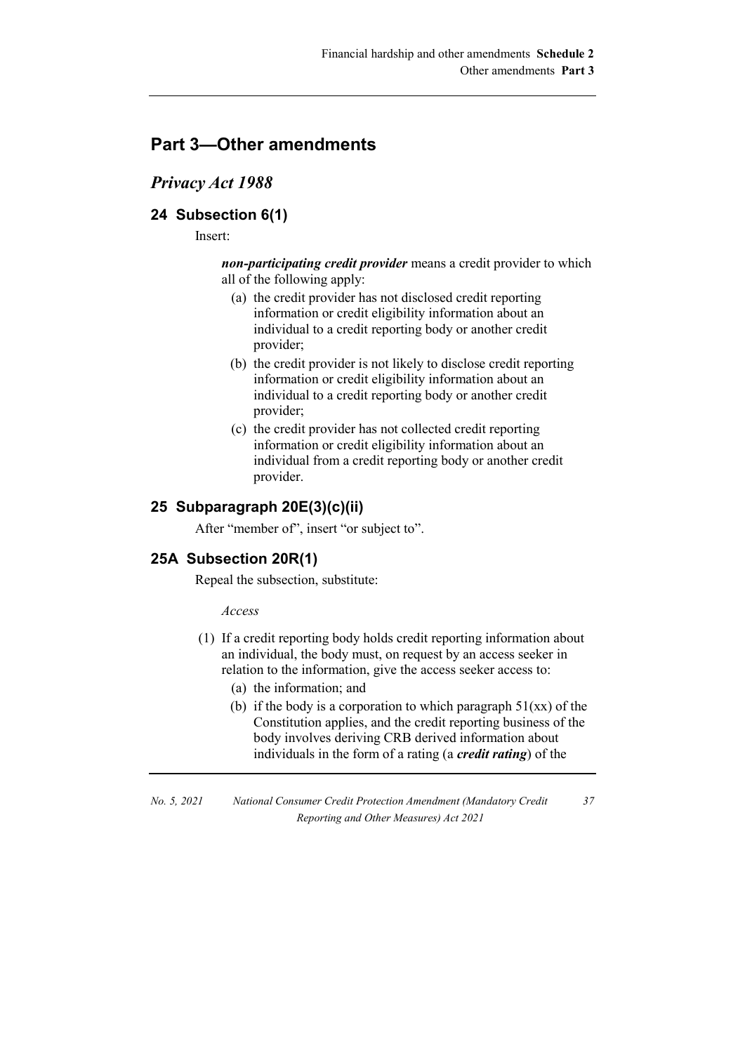# Part 3—Other amendments

## *Privacy Act 1988*

### 24 Subsection 6(1)

Insert:

***non-participating credit provider*** means a credit provider to which all of the following apply:

- (a) the credit provider has not disclosed credit reporting information or credit eligibility information about an individual to a credit reporting body or another credit provider;
- (b) the credit provider is not likely to disclose credit reporting information or credit eligibility information about an individual to a credit reporting body or another credit provider;
- (c) the credit provider has not collected credit reporting information or credit eligibility information about an individual from a credit reporting body or another credit provider.

### 25 Subparagraph 20E(3)(c)(ii)

After "member of", insert "or subject to".

### 25A Subsection 20R(1)

Repeal the subsection, substitute:

*Access*

(1) If a credit reporting body holds credit reporting information about an individual, the body must, on request by an access seeker in relation to the information, give the access seeker access to:

- (a) the information; and
- (b) if the body is a corporation to which paragraph 51(xx) of the Constitution applies, and the credit reporting business of the body involves deriving CRB derived information about individuals in the form of a rating (a ***credit rating***) of the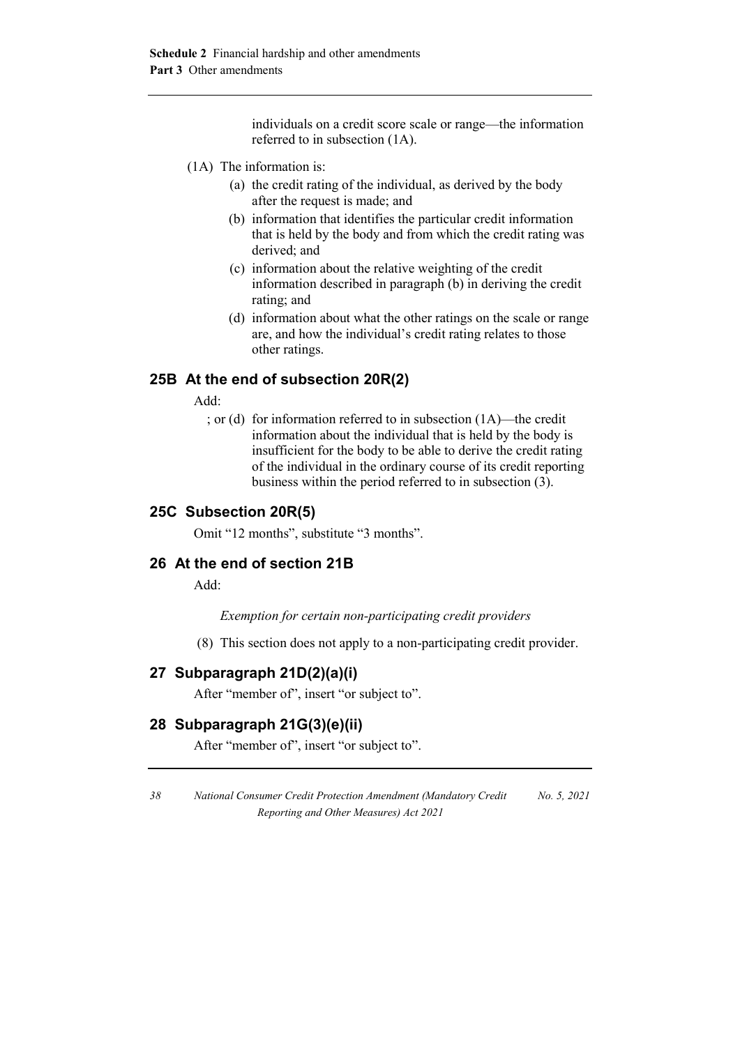individuals on a credit score scale or range—the information referred to in subsection (1A).

(1A) The information is:

(a) the credit rating of the individual, as derived by the body after the request is made; and

(b) information that identifies the particular credit information that is held by the body and from which the credit rating was derived; and

(c) information about the relative weighting of the credit information described in paragraph (b) in deriving the credit rating; and

(d) information about what the other ratings on the scale or range are, and how the individual's credit rating relates to those other ratings.

## 25B At the end of subsection 20R(2)

Add:

; or (d) for information referred to in subsection (1A)—the credit information about the individual that is held by the body is insufficient for the body to be able to derive the credit rating of the individual in the ordinary course of its credit reporting business within the period referred to in subsection (3).

## 25C Subsection 20R(5)

Omit "12 months", substitute "3 months".

## 26 At the end of section 21B

Add:

*Exemption for certain non-participating credit providers*

(8) This section does not apply to a non-participating credit provider.

## 27 Subparagraph 21D(2)(a)(i)

After "member of", insert "or subject to".

## 28 Subparagraph 21G(3)(e)(ii)

After "member of", insert "or subject to".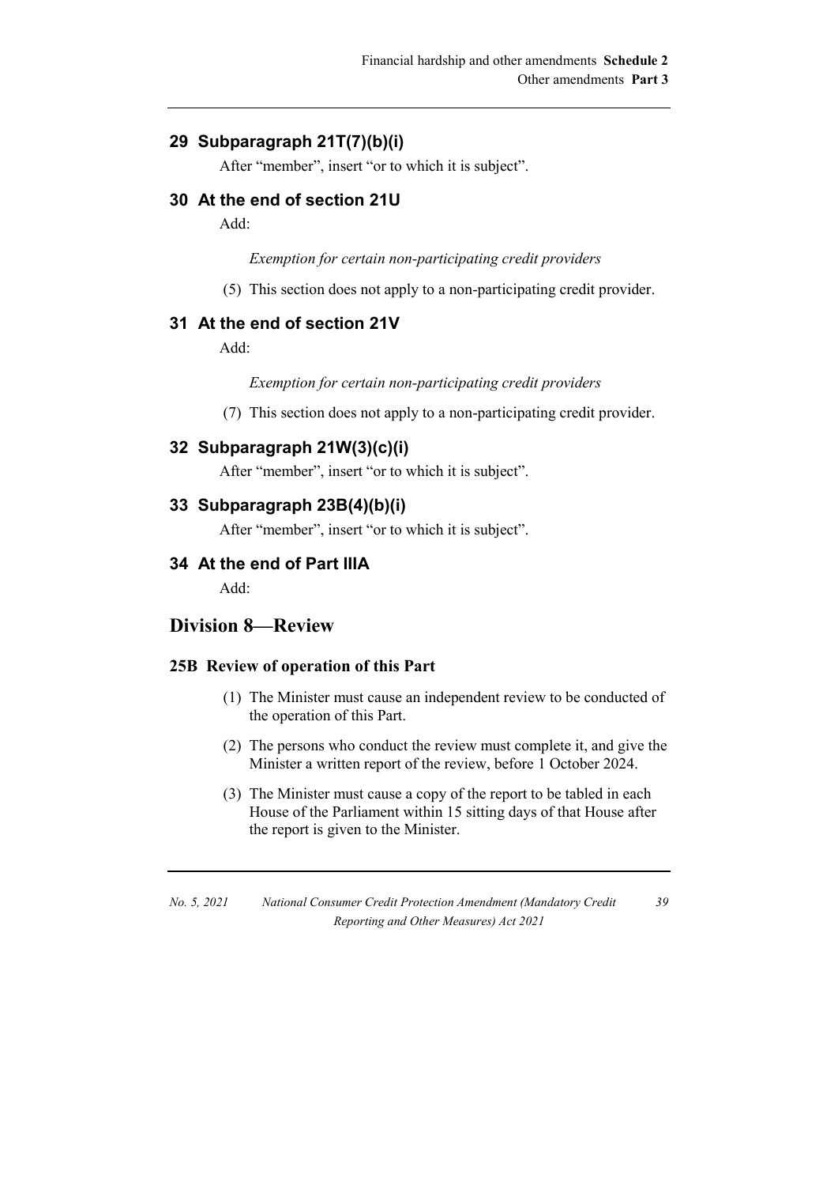## 29 Subparagraph 21T(7)(b)(i)

After "member", insert "or to which it is subject".

## 30 At the end of section 21U

Add:

*Exemption for certain non-participating credit providers*

(5) This section does not apply to a non-participating credit provider.

## 31 At the end of section 21V

Add:

*Exemption for certain non-participating credit providers*

(7) This section does not apply to a non-participating credit provider.

## 32 Subparagraph 21W(3)(c)(i)

After "member", insert "or to which it is subject".

## 33 Subparagraph 23B(4)(b)(i)

After "member", insert "or to which it is subject".

## 34 At the end of Part IIIA

Add:

# Division 8—Review

### 25B Review of operation of this Part

(1) The Minister must cause an independent review to be conducted of the operation of this Part.

(2) The persons who conduct the review must complete it, and give the Minister a written report of the review, before 1 October 2024.

(3) The Minister must cause a copy of the report to be tabled in each House of the Parliament within 15 sitting days of that House after the report is given to the Minister.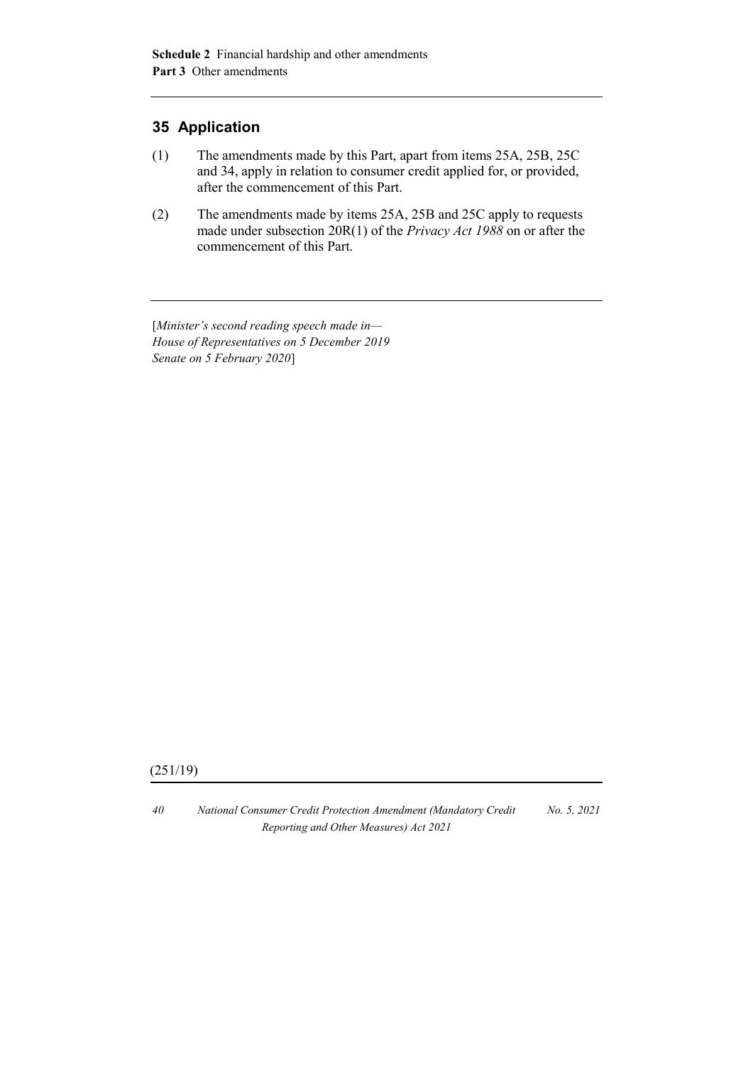## 35 Application

(1) The amendments made by this Part, apart from items 25A, 25B, 25C and 34, apply in relation to consumer credit applied for, or provided, after the commencement of this Part.

(2) The amendments made by items 25A, 25B and 25C apply to requests made under subsection 20R(1) of the *Privacy Act 1988* on or after the commencement of this Part.

[*Minister's second reading speech made in—*
*House of Representatives on 5 December 2019*
*Senate on 5 February 2020*]

(251/19)